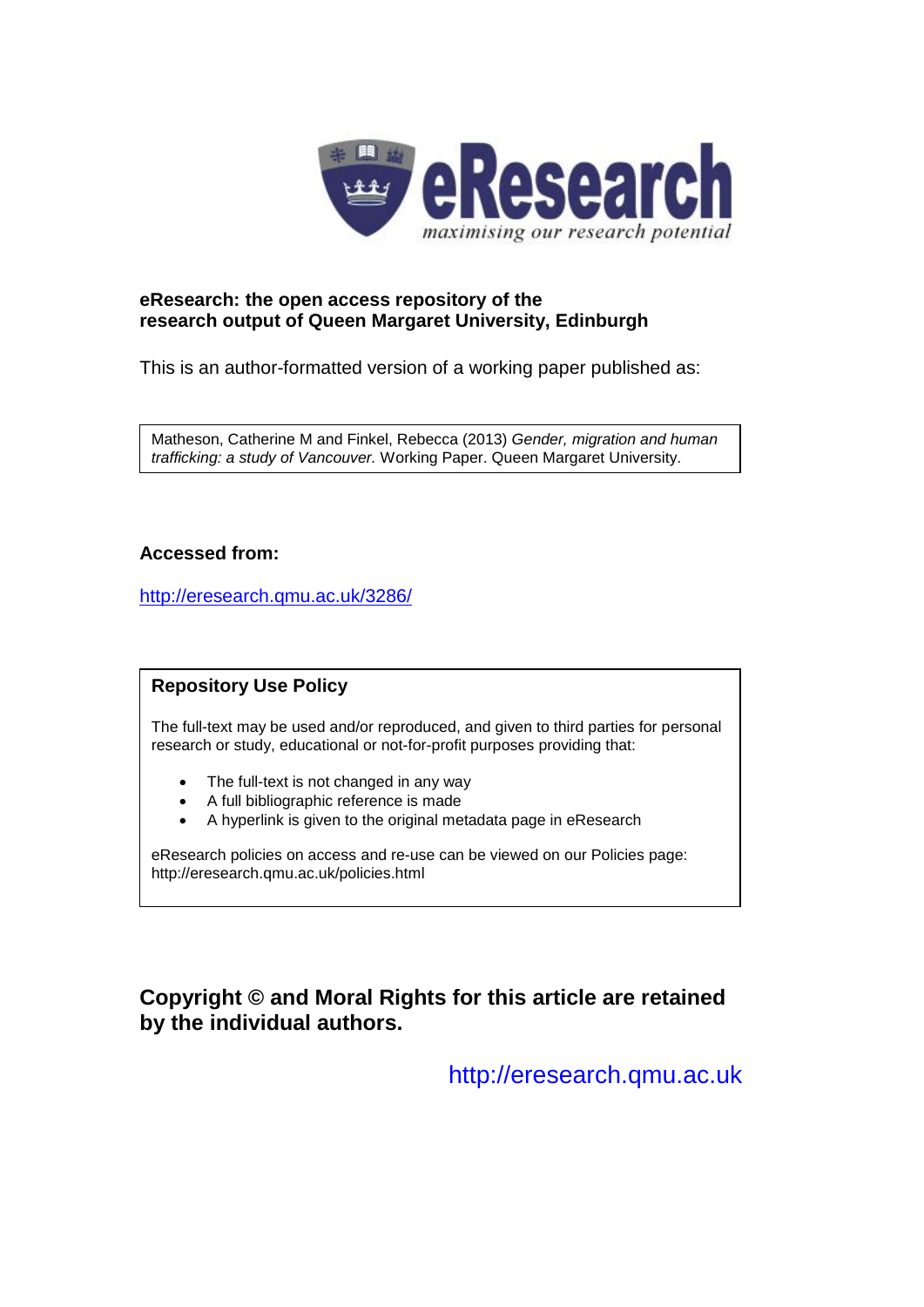**eResearch: the open access repository of the research output of Queen Margaret University, Edinburgh**

This is an author-formatted version of a working paper published as:

Matheson, Catherine M and Finkel, Rebecca (2013) *Gender, migration and human trafficking: a study of Vancouver.* Working Paper. Queen Margaret University.

**Accessed from:**

http://eresearch.qmu.ac.uk/3286/

## Repository Use Policy

The full-text may be used and/or reproduced, and given to third parties for personal research or study, educational or not-for-profit purposes providing that:

- The full-text is not changed in any way
- A full bibliographic reference is made
- A hyperlink is given to the original metadata page in eResearch

eResearch policies on access and re-use can be viewed on our Policies page: http://eresearch.qmu.ac.uk/policies.html

**Copyright © and Moral Rights for this article are retained by the individual authors.**

http://eresearch.qmu.ac.uk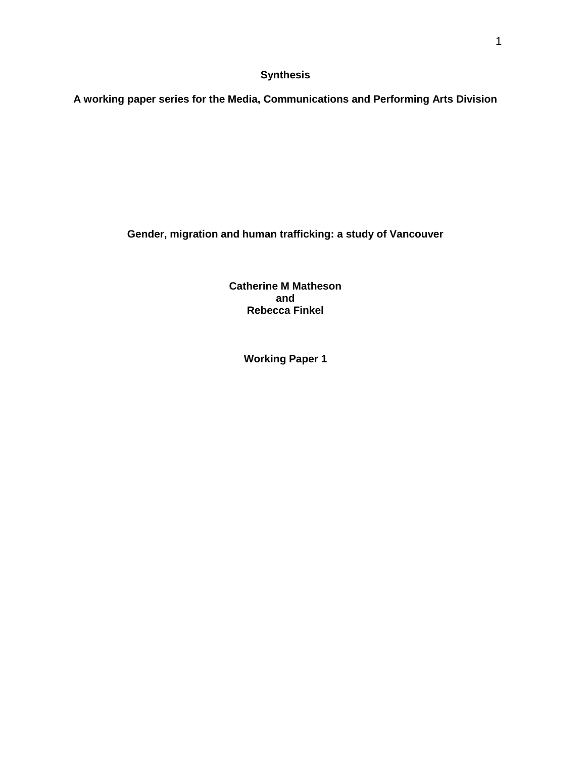**Synthesis**

**A working paper series for the Media, Communications and Performing Arts Division**

# Gender, migration and human trafficking: a study of Vancouver

**Catherine M Matheson**
**and**
**Rebecca Finkel**

**Working Paper 1**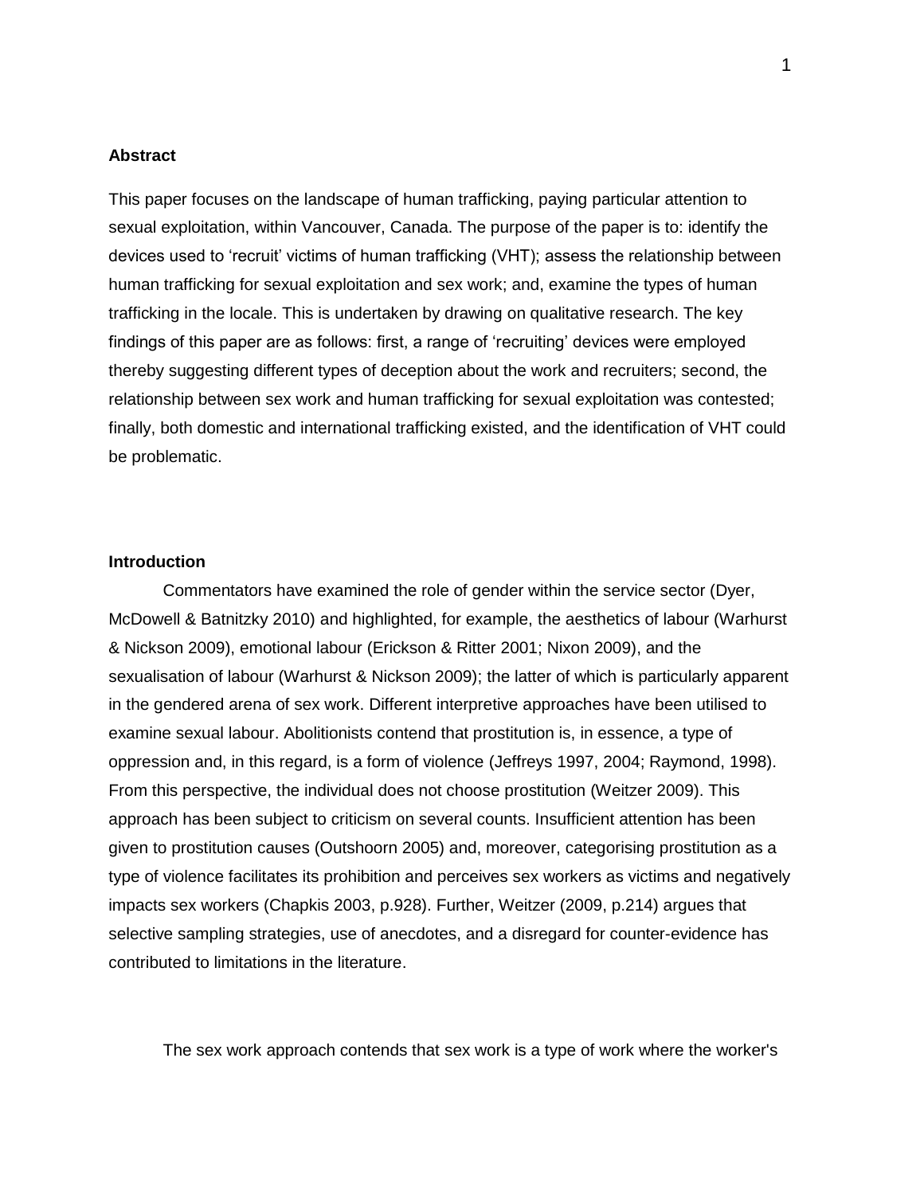**Abstract**

This paper focuses on the landscape of human trafficking, paying particular attention to sexual exploitation, within Vancouver, Canada. The purpose of the paper is to: identify the devices used to 'recruit' victims of human trafficking (VHT); assess the relationship between human trafficking for sexual exploitation and sex work; and, examine the types of human trafficking in the locale. This is undertaken by drawing on qualitative research. The key findings of this paper are as follows: first, a range of 'recruiting' devices were employed thereby suggesting different types of deception about the work and recruiters; second, the relationship between sex work and human trafficking for sexual exploitation was contested; finally, both domestic and international trafficking existed, and the identification of VHT could be problematic.

**Introduction**

Commentators have examined the role of gender within the service sector (Dyer, McDowell & Batnitzky 2010) and highlighted, for example, the aesthetics of labour (Warhurst & Nickson 2009), emotional labour (Erickson & Ritter 2001; Nixon 2009), and the sexualisation of labour (Warhurst & Nickson 2009); the latter of which is particularly apparent in the gendered arena of sex work. Different interpretive approaches have been utilised to examine sexual labour. Abolitionists contend that prostitution is, in essence, a type of oppression and, in this regard, is a form of violence (Jeffreys 1997, 2004; Raymond, 1998). From this perspective, the individual does not choose prostitution (Weitzer 2009). This approach has been subject to criticism on several counts. Insufficient attention has been given to prostitution causes (Outshoorn 2005) and, moreover, categorising prostitution as a type of violence facilitates its prohibition and perceives sex workers as victims and negatively impacts sex workers (Chapkis 2003, p.928). Further, Weitzer (2009, p.214) argues that selective sampling strategies, use of anecdotes, and a disregard for counter-evidence has contributed to limitations in the literature.

The sex work approach contends that sex work is a type of work where the worker's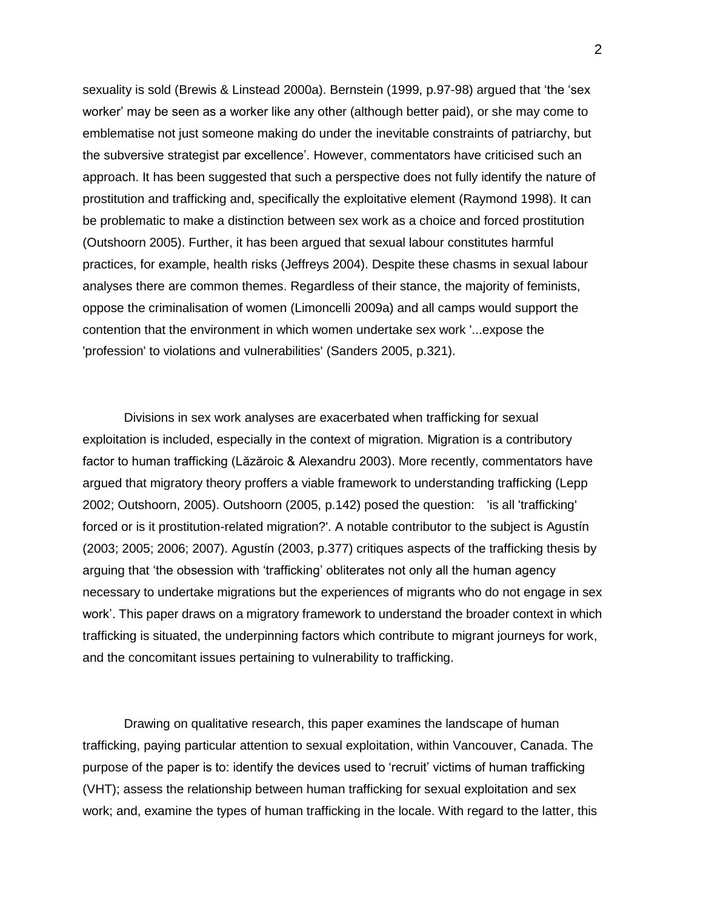sexuality is sold (Brewis & Linstead 2000a). Bernstein (1999, p.97-98) argued that 'the 'sex worker' may be seen as a worker like any other (although better paid), or she may come to emblematise not just someone making do under the inevitable constraints of patriarchy, but the subversive strategist par excellence'. However, commentators have criticised such an approach. It has been suggested that such a perspective does not fully identify the nature of prostitution and trafficking and, specifically the exploitative element (Raymond 1998). It can be problematic to make a distinction between sex work as a choice and forced prostitution (Outshoorn 2005). Further, it has been argued that sexual labour constitutes harmful practices, for example, health risks (Jeffreys 2004). Despite these chasms in sexual labour analyses there are common themes. Regardless of their stance, the majority of feminists, oppose the criminalisation of women (Limoncelli 2009a) and all camps would support the contention that the environment in which women undertake sex work '...expose the 'profession' to violations and vulnerabilities' (Sanders 2005, p.321).

Divisions in sex work analyses are exacerbated when trafficking for sexual exploitation is included, especially in the context of migration. Migration is a contributory factor to human trafficking (Lăzăroic & Alexandru 2003). More recently, commentators have argued that migratory theory proffers a viable framework to understanding trafficking (Lepp 2002; Outshoorn, 2005). Outshoorn (2005, p.142) posed the question: 'is all 'trafficking' forced or is it prostitution-related migration?'. A notable contributor to the subject is Agustín (2003; 2005; 2006; 2007). Agustín (2003, p.377) critiques aspects of the trafficking thesis by arguing that 'the obsession with 'trafficking' obliterates not only all the human agency necessary to undertake migrations but the experiences of migrants who do not engage in sex work'. This paper draws on a migratory framework to understand the broader context in which trafficking is situated, the underpinning factors which contribute to migrant journeys for work, and the concomitant issues pertaining to vulnerability to trafficking.

Drawing on qualitative research, this paper examines the landscape of human trafficking, paying particular attention to sexual exploitation, within Vancouver, Canada. The purpose of the paper is to: identify the devices used to 'recruit' victims of human trafficking (VHT); assess the relationship between human trafficking for sexual exploitation and sex work; and, examine the types of human trafficking in the locale. With regard to the latter, this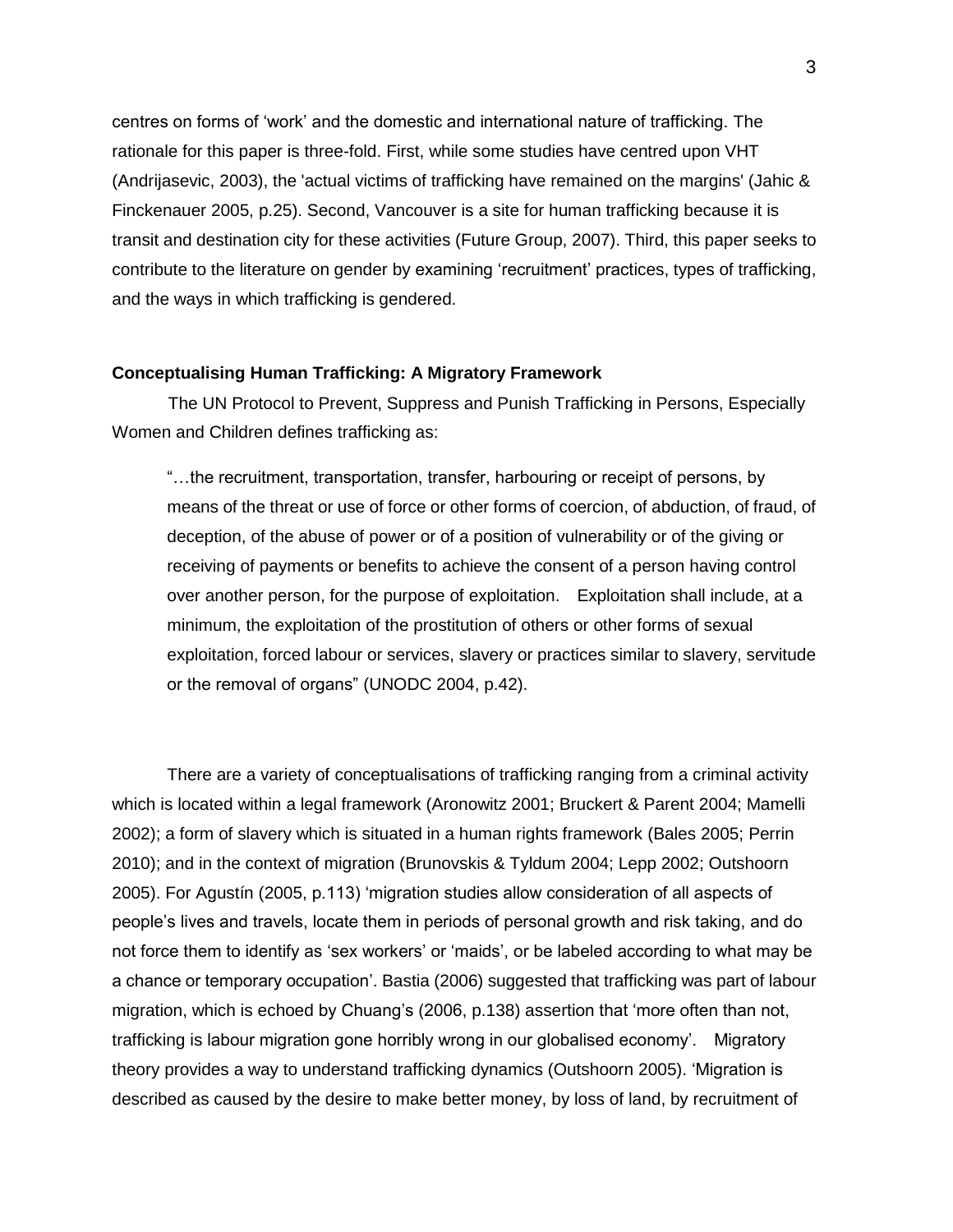centres on forms of 'work' and the domestic and international nature of trafficking. The rationale for this paper is three-fold. First, while some studies have centred upon VHT (Andrijasevic, 2003), the 'actual victims of trafficking have remained on the margins' (Jahic & Finckenauer 2005, p.25). Second, Vancouver is a site for human trafficking because it is transit and destination city for these activities (Future Group, 2007). Third, this paper seeks to contribute to the literature on gender by examining 'recruitment' practices, types of trafficking, and the ways in which trafficking is gendered.

### Conceptualising Human Trafficking: A Migratory Framework

The UN Protocol to Prevent, Suppress and Punish Trafficking in Persons, Especially Women and Children defines trafficking as:

> "…the recruitment, transportation, transfer, harbouring or receipt of persons, by means of the threat or use of force or other forms of coercion, of abduction, of fraud, of deception, of the abuse of power or of a position of vulnerability or of the giving or receiving of payments or benefits to achieve the consent of a person having control over another person, for the purpose of exploitation. Exploitation shall include, at a minimum, the exploitation of the prostitution of others or other forms of sexual exploitation, forced labour or services, slavery or practices similar to slavery, servitude or the removal of organs" (UNODC 2004, p.42).

There are a variety of conceptualisations of trafficking ranging from a criminal activity which is located within a legal framework (Aronowitz 2001; Bruckert & Parent 2004; Mamelli 2002); a form of slavery which is situated in a human rights framework (Bales 2005; Perrin 2010); and in the context of migration (Brunovskis & Tyldum 2004; Lepp 2002; Outshoorn 2005). For Agustín (2005, p.113) 'migration studies allow consideration of all aspects of people's lives and travels, locate them in periods of personal growth and risk taking, and do not force them to identify as 'sex workers' or 'maids', or be labeled according to what may be a chance or temporary occupation'. Bastia (2006) suggested that trafficking was part of labour migration, which is echoed by Chuang's (2006, p.138) assertion that 'more often than not, trafficking is labour migration gone horribly wrong in our globalised economy'. Migratory theory provides a way to understand trafficking dynamics (Outshoorn 2005). 'Migration is described as caused by the desire to make better money, by loss of land, by recruitment of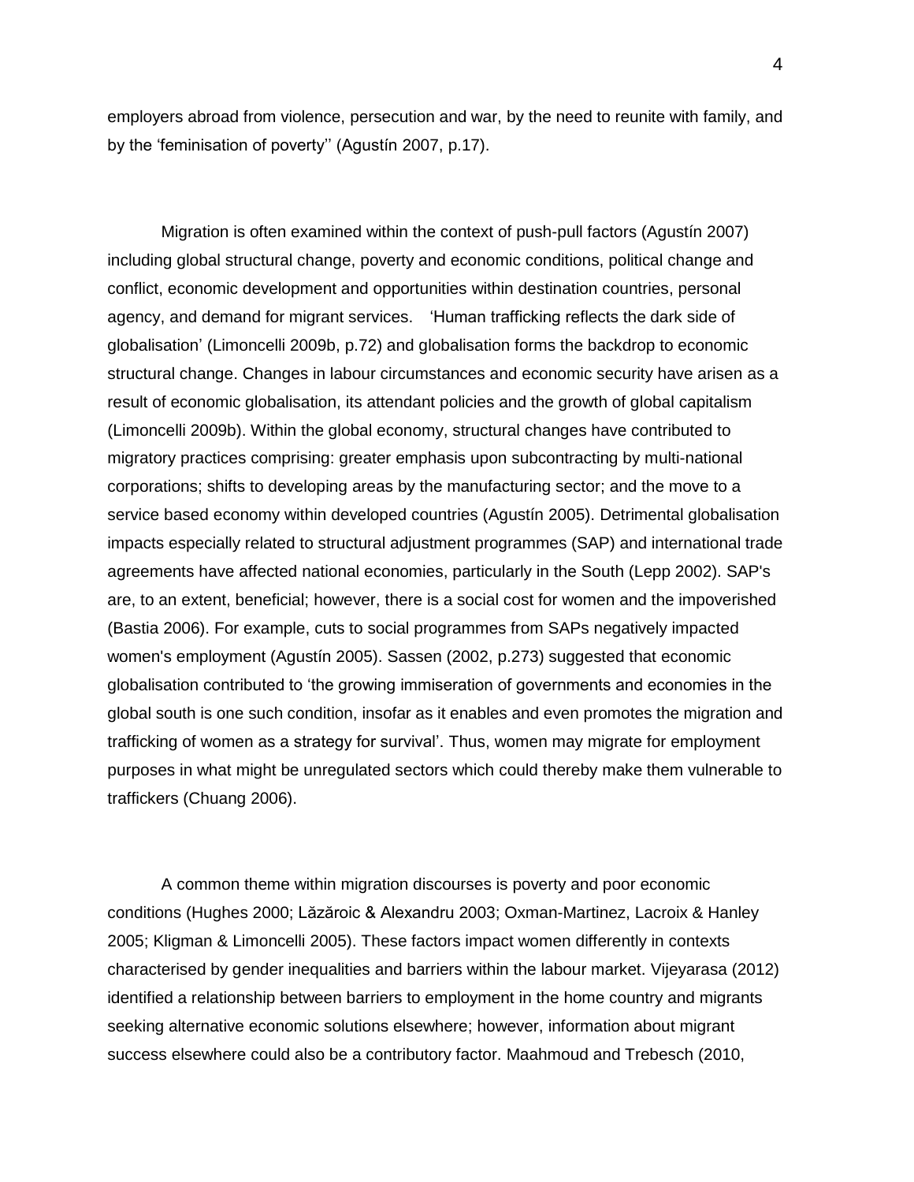employers abroad from violence, persecution and war, by the need to reunite with family, and by the 'feminisation of poverty'' (Agustín 2007, p.17).

Migration is often examined within the context of push-pull factors (Agustín 2007) including global structural change, poverty and economic conditions, political change and conflict, economic development and opportunities within destination countries, personal agency, and demand for migrant services. 'Human trafficking reflects the dark side of globalisation' (Limoncelli 2009b, p.72) and globalisation forms the backdrop to economic structural change. Changes in labour circumstances and economic security have arisen as a result of economic globalisation, its attendant policies and the growth of global capitalism (Limoncelli 2009b). Within the global economy, structural changes have contributed to migratory practices comprising: greater emphasis upon subcontracting by multi-national corporations; shifts to developing areas by the manufacturing sector; and the move to a service based economy within developed countries (Agustín 2005). Detrimental globalisation impacts especially related to structural adjustment programmes (SAP) and international trade agreements have affected national economies, particularly in the South (Lepp 2002). SAP's are, to an extent, beneficial; however, there is a social cost for women and the impoverished (Bastia 2006). For example, cuts to social programmes from SAPs negatively impacted women's employment (Agustín 2005). Sassen (2002, p.273) suggested that economic globalisation contributed to 'the growing immiseration of governments and economies in the global south is one such condition, insofar as it enables and even promotes the migration and trafficking of women as a strategy for survival'. Thus, women may migrate for employment purposes in what might be unregulated sectors which could thereby make them vulnerable to traffickers (Chuang 2006).

A common theme within migration discourses is poverty and poor economic conditions (Hughes 2000; Lăzăroic & Alexandru 2003; Oxman-Martinez, Lacroix & Hanley 2005; Kligman & Limoncelli 2005). These factors impact women differently in contexts characterised by gender inequalities and barriers within the labour market. Vijeyarasa (2012) identified a relationship between barriers to employment in the home country and migrants seeking alternative economic solutions elsewhere; however, information about migrant success elsewhere could also be a contributory factor. Maahmoud and Trebesch (2010,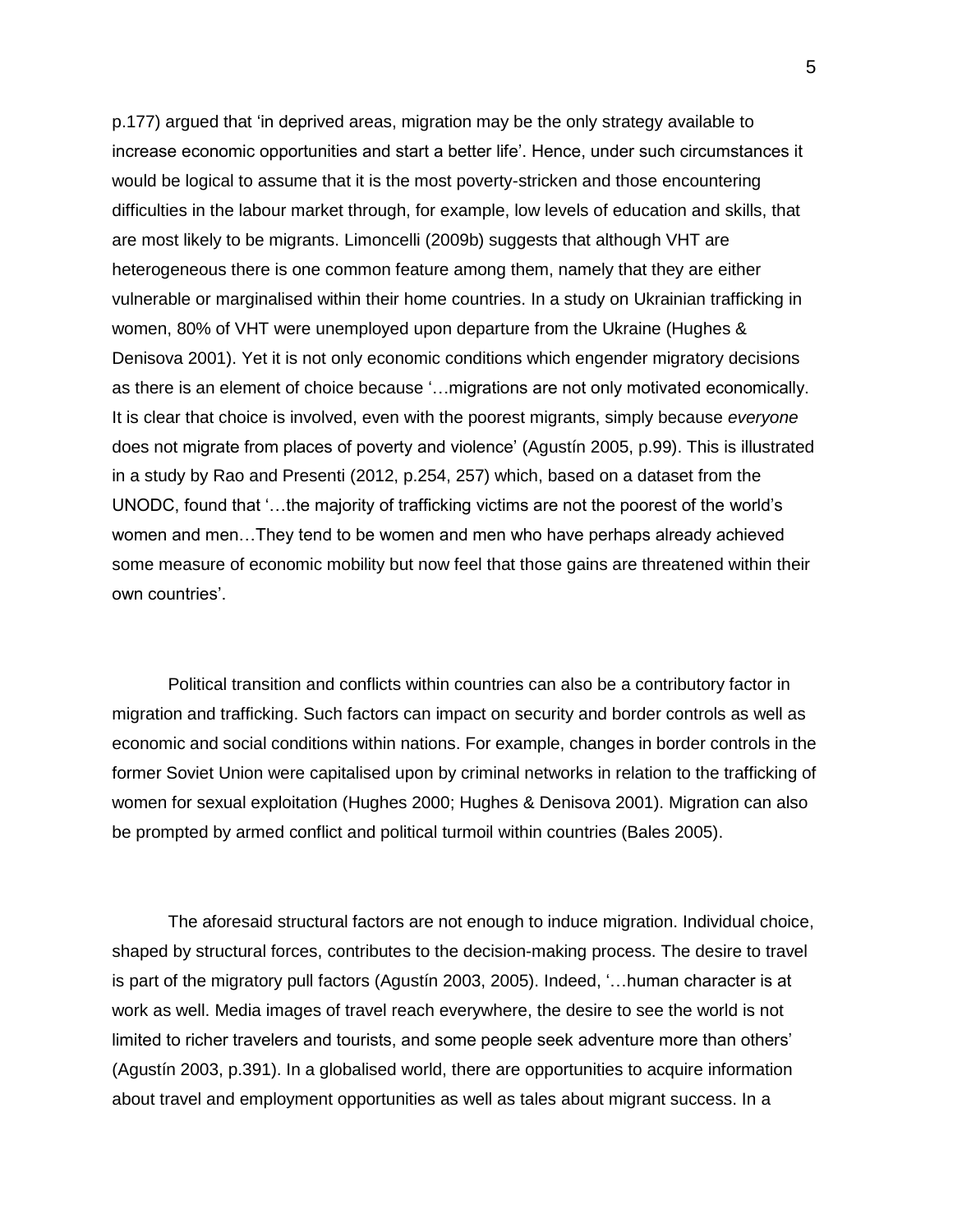p.177) argued that 'in deprived areas, migration may be the only strategy available to increase economic opportunities and start a better life'. Hence, under such circumstances it would be logical to assume that it is the most poverty-stricken and those encountering difficulties in the labour market through, for example, low levels of education and skills, that are most likely to be migrants. Limoncelli (2009b) suggests that although VHT are heterogeneous there is one common feature among them, namely that they are either vulnerable or marginalised within their home countries. In a study on Ukrainian trafficking in women, 80% of VHT were unemployed upon departure from the Ukraine (Hughes & Denisova 2001). Yet it is not only economic conditions which engender migratory decisions as there is an element of choice because '…migrations are not only motivated economically. It is clear that choice is involved, even with the poorest migrants, simply because *everyone* does not migrate from places of poverty and violence' (Agustín 2005, p.99). This is illustrated in a study by Rao and Presenti (2012, p.254, 257) which, based on a dataset from the UNODC, found that '…the majority of trafficking victims are not the poorest of the world's women and men…They tend to be women and men who have perhaps already achieved some measure of economic mobility but now feel that those gains are threatened within their own countries'.

Political transition and conflicts within countries can also be a contributory factor in migration and trafficking. Such factors can impact on security and border controls as well as economic and social conditions within nations. For example, changes in border controls in the former Soviet Union were capitalised upon by criminal networks in relation to the trafficking of women for sexual exploitation (Hughes 2000; Hughes & Denisova 2001). Migration can also be prompted by armed conflict and political turmoil within countries (Bales 2005).

The aforesaid structural factors are not enough to induce migration. Individual choice, shaped by structural forces, contributes to the decision-making process. The desire to travel is part of the migratory pull factors (Agustín 2003, 2005). Indeed, '…human character is at work as well. Media images of travel reach everywhere, the desire to see the world is not limited to richer travelers and tourists, and some people seek adventure more than others' (Agustín 2003, p.391). In a globalised world, there are opportunities to acquire information about travel and employment opportunities as well as tales about migrant success. In a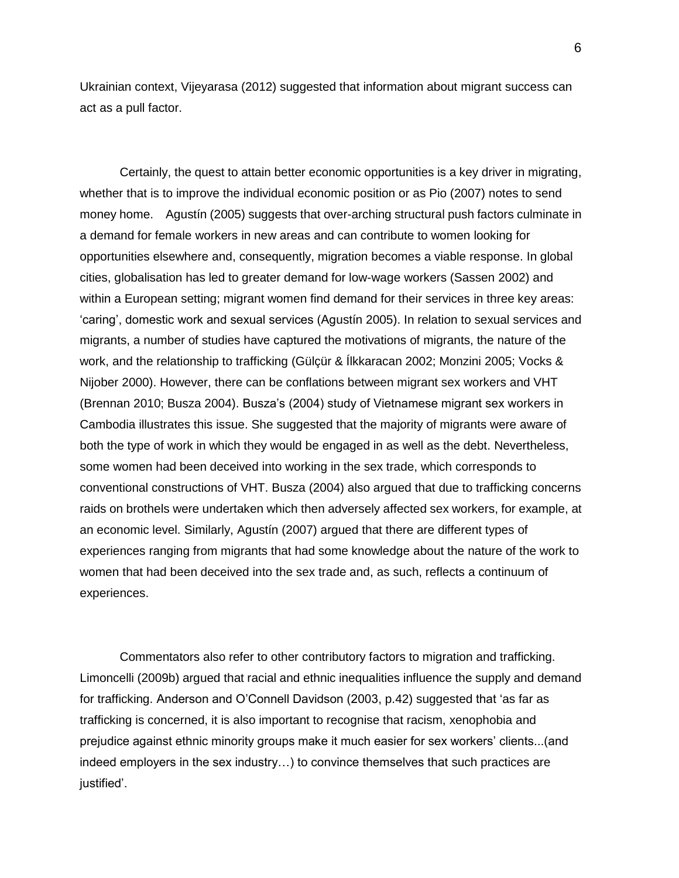Ukrainian context, Vijeyarasa (2012) suggested that information about migrant success can act as a pull factor.

Certainly, the quest to attain better economic opportunities is a key driver in migrating, whether that is to improve the individual economic position or as Pio (2007) notes to send money home. Agustín (2005) suggests that over-arching structural push factors culminate in a demand for female workers in new areas and can contribute to women looking for opportunities elsewhere and, consequently, migration becomes a viable response. In global cities, globalisation has led to greater demand for low-wage workers (Sassen 2002) and within a European setting; migrant women find demand for their services in three key areas: 'caring', domestic work and sexual services (Agustín 2005). In relation to sexual services and migrants, a number of studies have captured the motivations of migrants, the nature of the work, and the relationship to trafficking (Gülçür & Ílkkaracan 2002; Monzini 2005; Vocks & Nijober 2000). However, there can be conflations between migrant sex workers and VHT (Brennan 2010; Busza 2004). Busza's (2004) study of Vietnamese migrant sex workers in Cambodia illustrates this issue. She suggested that the majority of migrants were aware of both the type of work in which they would be engaged in as well as the debt. Nevertheless, some women had been deceived into working in the sex trade, which corresponds to conventional constructions of VHT. Busza (2004) also argued that due to trafficking concerns raids on brothels were undertaken which then adversely affected sex workers, for example, at an economic level. Similarly, Agustín (2007) argued that there are different types of experiences ranging from migrants that had some knowledge about the nature of the work to women that had been deceived into the sex trade and, as such, reflects a continuum of experiences.

Commentators also refer to other contributory factors to migration and trafficking. Limoncelli (2009b) argued that racial and ethnic inequalities influence the supply and demand for trafficking. Anderson and O'Connell Davidson (2003, p.42) suggested that 'as far as trafficking is concerned, it is also important to recognise that racism, xenophobia and prejudice against ethnic minority groups make it much easier for sex workers' clients...(and indeed employers in the sex industry…) to convince themselves that such practices are justified'.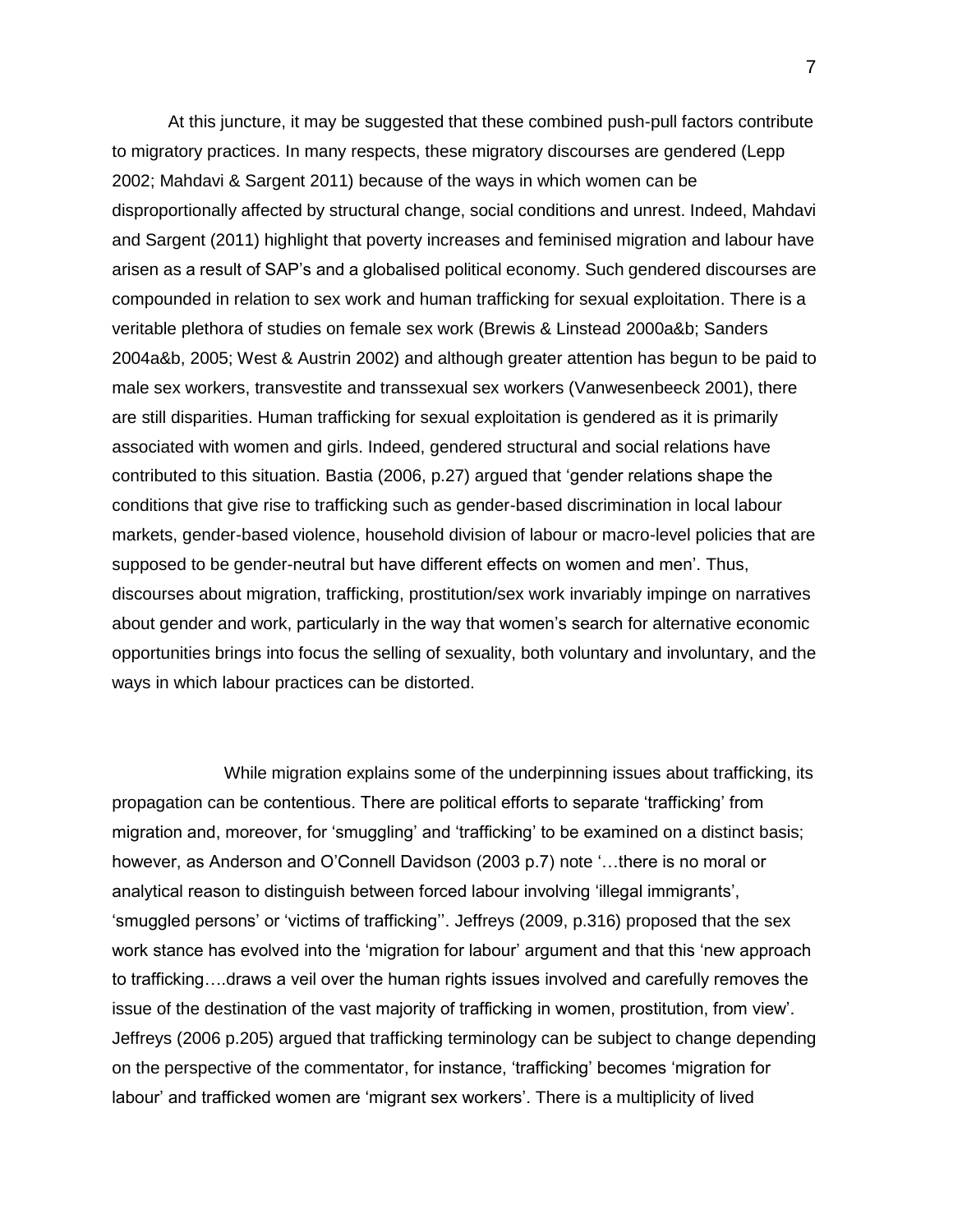At this juncture, it may be suggested that these combined push-pull factors contribute to migratory practices. In many respects, these migratory discourses are gendered (Lepp 2002; Mahdavi & Sargent 2011) because of the ways in which women can be disproportionally affected by structural change, social conditions and unrest. Indeed, Mahdavi and Sargent (2011) highlight that poverty increases and feminised migration and labour have arisen as a result of SAP's and a globalised political economy. Such gendered discourses are compounded in relation to sex work and human trafficking for sexual exploitation. There is a veritable plethora of studies on female sex work (Brewis & Linstead 2000a&b; Sanders 2004a&b, 2005; West & Austrin 2002) and although greater attention has begun to be paid to male sex workers, transvestite and transsexual sex workers (Vanwesenbeeck 2001), there are still disparities. Human trafficking for sexual exploitation is gendered as it is primarily associated with women and girls. Indeed, gendered structural and social relations have contributed to this situation. Bastia (2006, p.27) argued that 'gender relations shape the conditions that give rise to trafficking such as gender-based discrimination in local labour markets, gender-based violence, household division of labour or macro-level policies that are supposed to be gender-neutral but have different effects on women and men'. Thus, discourses about migration, trafficking, prostitution/sex work invariably impinge on narratives about gender and work, particularly in the way that women's search for alternative economic opportunities brings into focus the selling of sexuality, both voluntary and involuntary, and the ways in which labour practices can be distorted.

While migration explains some of the underpinning issues about trafficking, its propagation can be contentious. There are political efforts to separate 'trafficking' from migration and, moreover, for 'smuggling' and 'trafficking' to be examined on a distinct basis; however, as Anderson and O'Connell Davidson (2003 p.7) note '…there is no moral or analytical reason to distinguish between forced labour involving 'illegal immigrants', 'smuggled persons' or 'victims of trafficking''. Jeffreys (2009, p.316) proposed that the sex work stance has evolved into the 'migration for labour' argument and that this 'new approach to trafficking….draws a veil over the human rights issues involved and carefully removes the issue of the destination of the vast majority of trafficking in women, prostitution, from view'. Jeffreys (2006 p.205) argued that trafficking terminology can be subject to change depending on the perspective of the commentator, for instance, 'trafficking' becomes 'migration for labour' and trafficked women are 'migrant sex workers'. There is a multiplicity of lived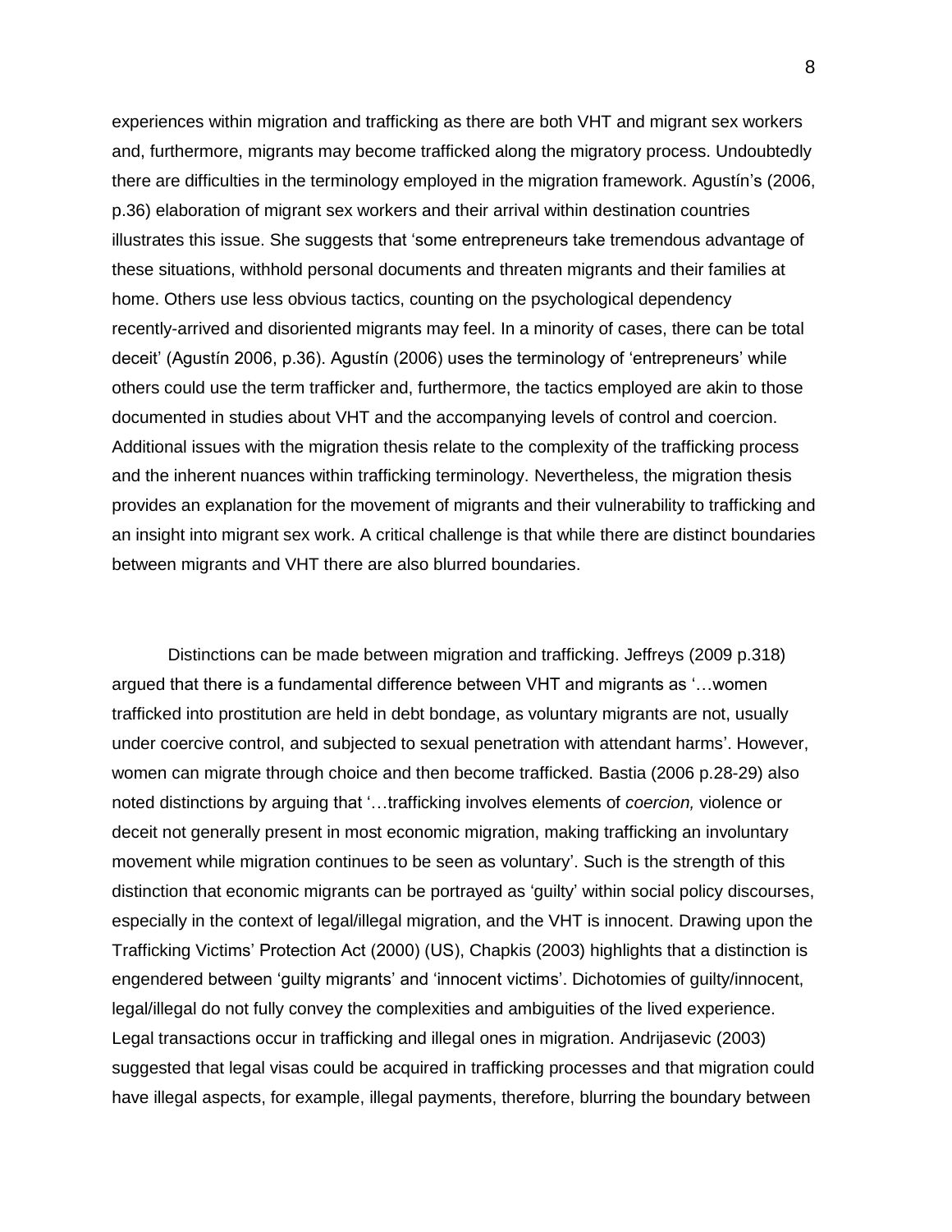experiences within migration and trafficking as there are both VHT and migrant sex workers and, furthermore, migrants may become trafficked along the migratory process. Undoubtedly there are difficulties in the terminology employed in the migration framework. Agustín's (2006, p.36) elaboration of migrant sex workers and their arrival within destination countries illustrates this issue. She suggests that 'some entrepreneurs take tremendous advantage of these situations, withhold personal documents and threaten migrants and their families at home. Others use less obvious tactics, counting on the psychological dependency recently-arrived and disoriented migrants may feel. In a minority of cases, there can be total deceit' (Agustín 2006, p.36). Agustín (2006) uses the terminology of 'entrepreneurs' while others could use the term trafficker and, furthermore, the tactics employed are akin to those documented in studies about VHT and the accompanying levels of control and coercion. Additional issues with the migration thesis relate to the complexity of the trafficking process and the inherent nuances within trafficking terminology. Nevertheless, the migration thesis provides an explanation for the movement of migrants and their vulnerability to trafficking and an insight into migrant sex work. A critical challenge is that while there are distinct boundaries between migrants and VHT there are also blurred boundaries.

Distinctions can be made between migration and trafficking. Jeffreys (2009 p.318) argued that there is a fundamental difference between VHT and migrants as '…women trafficked into prostitution are held in debt bondage, as voluntary migrants are not, usually under coercive control, and subjected to sexual penetration with attendant harms'. However, women can migrate through choice and then become trafficked. Bastia (2006 p.28-29) also noted distinctions by arguing that '…trafficking involves elements of *coercion,* violence or deceit not generally present in most economic migration, making trafficking an involuntary movement while migration continues to be seen as voluntary'. Such is the strength of this distinction that economic migrants can be portrayed as 'guilty' within social policy discourses, especially in the context of legal/illegal migration, and the VHT is innocent. Drawing upon the Trafficking Victims' Protection Act (2000) (US), Chapkis (2003) highlights that a distinction is engendered between 'guilty migrants' and 'innocent victims'. Dichotomies of guilty/innocent, legal/illegal do not fully convey the complexities and ambiguities of the lived experience. Legal transactions occur in trafficking and illegal ones in migration. Andrijasevic (2003) suggested that legal visas could be acquired in trafficking processes and that migration could have illegal aspects, for example, illegal payments, therefore, blurring the boundary between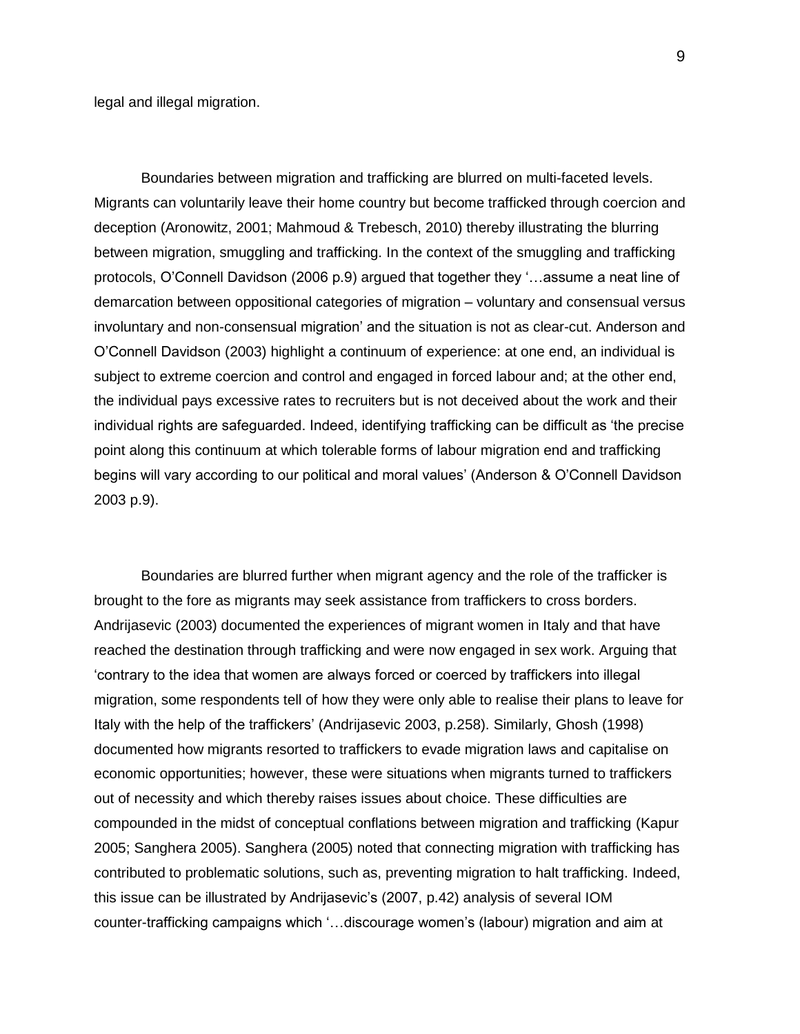legal and illegal migration.

Boundaries between migration and trafficking are blurred on multi-faceted levels. Migrants can voluntarily leave their home country but become trafficked through coercion and deception (Aronowitz, 2001; Mahmoud & Trebesch, 2010) thereby illustrating the blurring between migration, smuggling and trafficking. In the context of the smuggling and trafficking protocols, O'Connell Davidson (2006 p.9) argued that together they '…assume a neat line of demarcation between oppositional categories of migration – voluntary and consensual versus involuntary and non-consensual migration' and the situation is not as clear-cut. Anderson and O'Connell Davidson (2003) highlight a continuum of experience: at one end, an individual is subject to extreme coercion and control and engaged in forced labour and; at the other end, the individual pays excessive rates to recruiters but is not deceived about the work and their individual rights are safeguarded. Indeed, identifying trafficking can be difficult as 'the precise point along this continuum at which tolerable forms of labour migration end and trafficking begins will vary according to our political and moral values' (Anderson & O'Connell Davidson 2003 p.9).

Boundaries are blurred further when migrant agency and the role of the trafficker is brought to the fore as migrants may seek assistance from traffickers to cross borders. Andrijasevic (2003) documented the experiences of migrant women in Italy and that have reached the destination through trafficking and were now engaged in sex work. Arguing that 'contrary to the idea that women are always forced or coerced by traffickers into illegal migration, some respondents tell of how they were only able to realise their plans to leave for Italy with the help of the traffickers' (Andrijasevic 2003, p.258). Similarly, Ghosh (1998) documented how migrants resorted to traffickers to evade migration laws and capitalise on economic opportunities; however, these were situations when migrants turned to traffickers out of necessity and which thereby raises issues about choice. These difficulties are compounded in the midst of conceptual conflations between migration and trafficking (Kapur 2005; Sanghera 2005). Sanghera (2005) noted that connecting migration with trafficking has contributed to problematic solutions, such as, preventing migration to halt trafficking. Indeed, this issue can be illustrated by Andrijasevic's (2007, p.42) analysis of several IOM counter-trafficking campaigns which '…discourage women's (labour) migration and aim at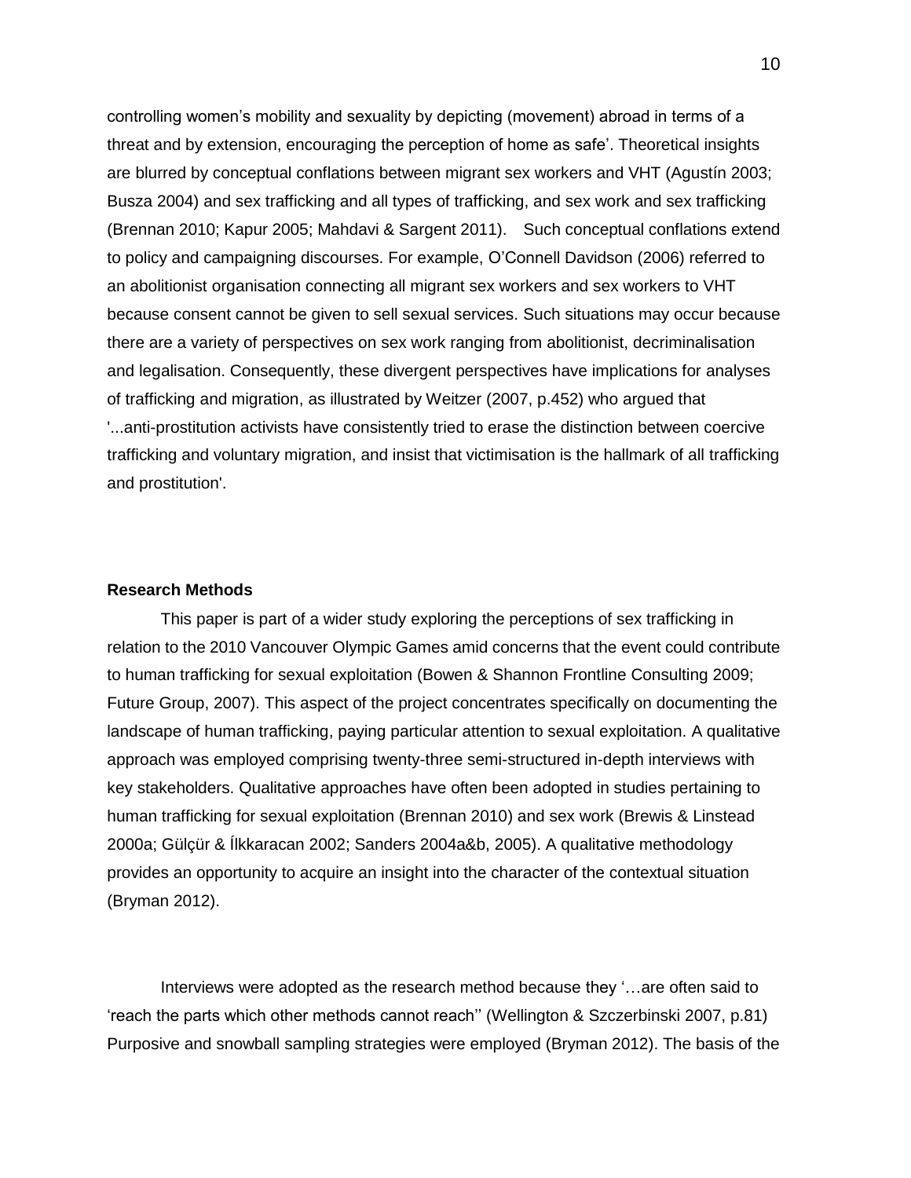controlling women's mobility and sexuality by depicting (movement) abroad in terms of a threat and by extension, encouraging the perception of home as safe'. Theoretical insights are blurred by conceptual conflations between migrant sex workers and VHT (Agustín 2003; Busza 2004) and sex trafficking and all types of trafficking, and sex work and sex trafficking (Brennan 2010; Kapur 2005; Mahdavi & Sargent 2011). Such conceptual conflations extend to policy and campaigning discourses. For example, O'Connell Davidson (2006) referred to an abolitionist organisation connecting all migrant sex workers and sex workers to VHT because consent cannot be given to sell sexual services. Such situations may occur because there are a variety of perspectives on sex work ranging from abolitionist, decriminalisation and legalisation. Consequently, these divergent perspectives have implications for analyses of trafficking and migration, as illustrated by Weitzer (2007, p.452) who argued that '...anti-prostitution activists have consistently tried to erase the distinction between coercive trafficking and voluntary migration, and insist that victimisation is the hallmark of all trafficking and prostitution'.

**Research Methods**

This paper is part of a wider study exploring the perceptions of sex trafficking in relation to the 2010 Vancouver Olympic Games amid concerns that the event could contribute to human trafficking for sexual exploitation (Bowen & Shannon Frontline Consulting 2009; Future Group, 2007). This aspect of the project concentrates specifically on documenting the landscape of human trafficking, paying particular attention to sexual exploitation. A qualitative approach was employed comprising twenty-three semi-structured in-depth interviews with key stakeholders. Qualitative approaches have often been adopted in studies pertaining to human trafficking for sexual exploitation (Brennan 2010) and sex work (Brewis & Linstead 2000a; Gülçür & Ílkkaracan 2002; Sanders 2004a&b, 2005). A qualitative methodology provides an opportunity to acquire an insight into the character of the contextual situation (Bryman 2012).

Interviews were adopted as the research method because they '…are often said to 'reach the parts which other methods cannot reach'' (Wellington & Szczerbinski 2007, p.81) Purposive and snowball sampling strategies were employed (Bryman 2012). The basis of the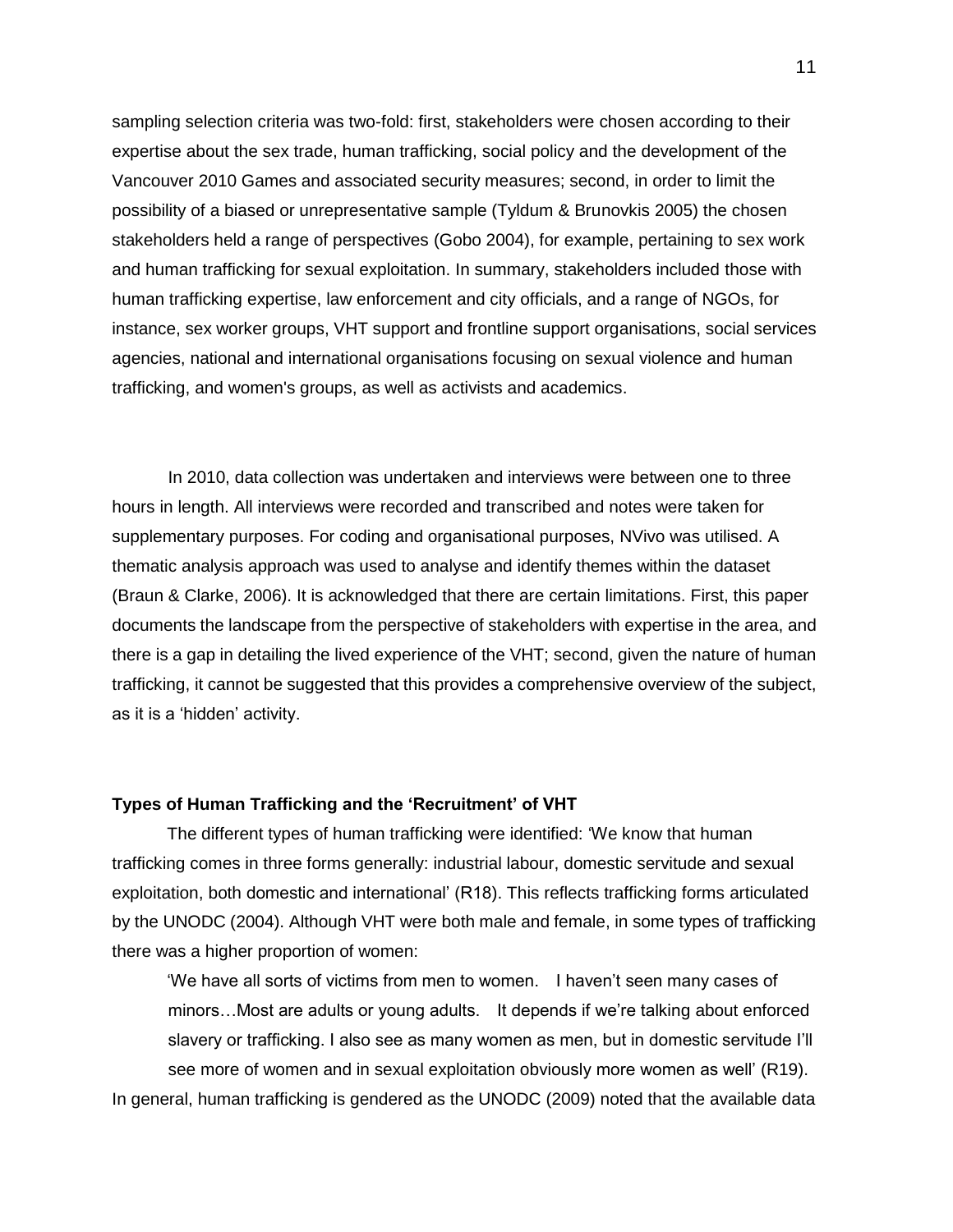sampling selection criteria was two-fold: first, stakeholders were chosen according to their expertise about the sex trade, human trafficking, social policy and the development of the Vancouver 2010 Games and associated security measures; second, in order to limit the possibility of a biased or unrepresentative sample (Tyldum & Brunovkis 2005) the chosen stakeholders held a range of perspectives (Gobo 2004), for example, pertaining to sex work and human trafficking for sexual exploitation. In summary, stakeholders included those with human trafficking expertise, law enforcement and city officials, and a range of NGOs, for instance, sex worker groups, VHT support and frontline support organisations, social services agencies, national and international organisations focusing on sexual violence and human trafficking, and women's groups, as well as activists and academics.

In 2010, data collection was undertaken and interviews were between one to three hours in length. All interviews were recorded and transcribed and notes were taken for supplementary purposes. For coding and organisational purposes, NVivo was utilised. A thematic analysis approach was used to analyse and identify themes within the dataset (Braun & Clarke, 2006). It is acknowledged that there are certain limitations. First, this paper documents the landscape from the perspective of stakeholders with expertise in the area, and there is a gap in detailing the lived experience of the VHT; second, given the nature of human trafficking, it cannot be suggested that this provides a comprehensive overview of the subject, as it is a 'hidden' activity.

**Types of Human Trafficking and the 'Recruitment' of VHT**

The different types of human trafficking were identified: 'We know that human trafficking comes in three forms generally: industrial labour, domestic servitude and sexual exploitation, both domestic and international' (R18). This reflects trafficking forms articulated by the UNODC (2004). Although VHT were both male and female, in some types of trafficking there was a higher proportion of women:

> 'We have all sorts of victims from men to women. I haven't seen many cases of minors…Most are adults or young adults. It depends if we're talking about enforced slavery or trafficking. I also see as many women as men, but in domestic servitude I'll see more of women and in sexual exploitation obviously more women as well' (R19).

In general, human trafficking is gendered as the UNODC (2009) noted that the available data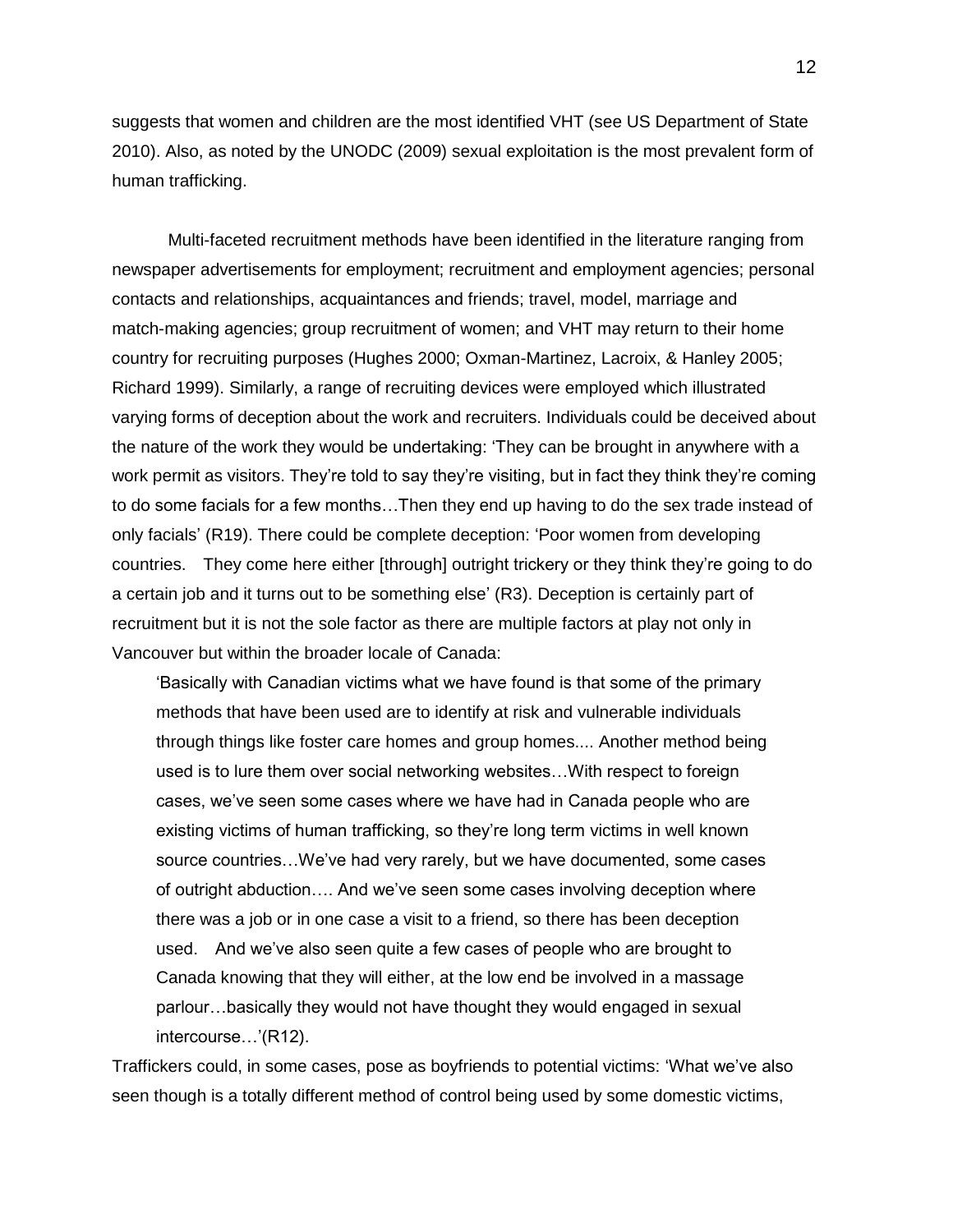suggests that women and children are the most identified VHT (see US Department of State 2010). Also, as noted by the UNODC (2009) sexual exploitation is the most prevalent form of human trafficking.

Multi-faceted recruitment methods have been identified in the literature ranging from newspaper advertisements for employment; recruitment and employment agencies; personal contacts and relationships, acquaintances and friends; travel, model, marriage and match-making agencies; group recruitment of women; and VHT may return to their home country for recruiting purposes (Hughes 2000; Oxman-Martinez, Lacroix, & Hanley 2005; Richard 1999). Similarly, a range of recruiting devices were employed which illustrated varying forms of deception about the work and recruiters. Individuals could be deceived about the nature of the work they would be undertaking: 'They can be brought in anywhere with a work permit as visitors. They're told to say they're visiting, but in fact they think they're coming to do some facials for a few months…Then they end up having to do the sex trade instead of only facials' (R19). There could be complete deception: 'Poor women from developing countries. They come here either [through] outright trickery or they think they're going to do a certain job and it turns out to be something else' (R3). Deception is certainly part of recruitment but it is not the sole factor as there are multiple factors at play not only in Vancouver but within the broader locale of Canada:

> 'Basically with Canadian victims what we have found is that some of the primary methods that have been used are to identify at risk and vulnerable individuals through things like foster care homes and group homes.... Another method being used is to lure them over social networking websites…With respect to foreign cases, we've seen some cases where we have had in Canada people who are existing victims of human trafficking, so they're long term victims in well known source countries…We've had very rarely, but we have documented, some cases of outright abduction…. And we've seen some cases involving deception where there was a job or in one case a visit to a friend, so there has been deception used. And we've also seen quite a few cases of people who are brought to Canada knowing that they will either, at the low end be involved in a massage parlour…basically they would not have thought they would engaged in sexual intercourse…'(R12).

Traffickers could, in some cases, pose as boyfriends to potential victims: 'What we've also seen though is a totally different method of control being used by some domestic victims,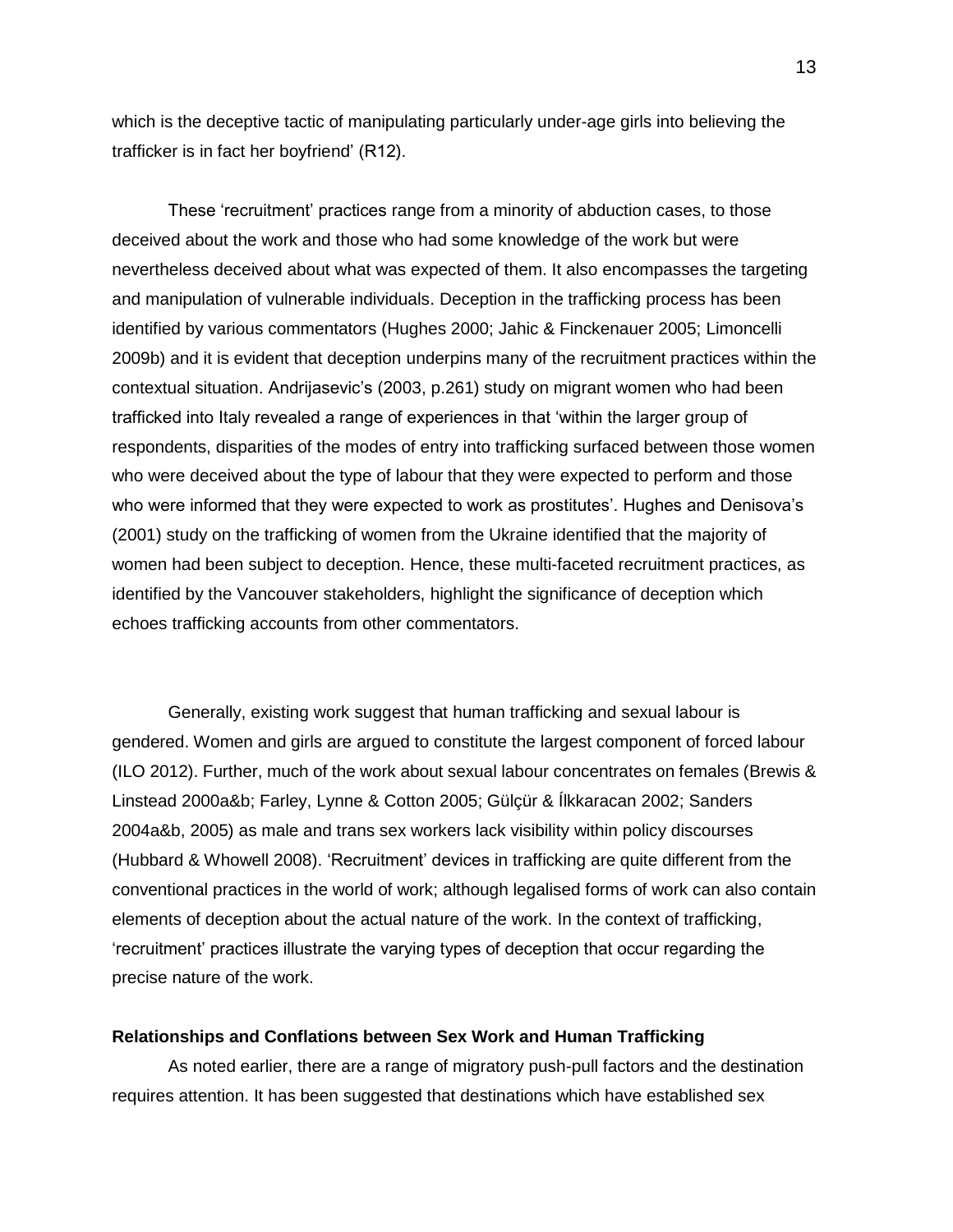which is the deceptive tactic of manipulating particularly under-age girls into believing the trafficker is in fact her boyfriend' (R12).

These 'recruitment' practices range from a minority of abduction cases, to those deceived about the work and those who had some knowledge of the work but were nevertheless deceived about what was expected of them. It also encompasses the targeting and manipulation of vulnerable individuals. Deception in the trafficking process has been identified by various commentators (Hughes 2000; Jahic & Finckenauer 2005; Limoncelli 2009b) and it is evident that deception underpins many of the recruitment practices within the contextual situation. Andrijasevic's (2003, p.261) study on migrant women who had been trafficked into Italy revealed a range of experiences in that 'within the larger group of respondents, disparities of the modes of entry into trafficking surfaced between those women who were deceived about the type of labour that they were expected to perform and those who were informed that they were expected to work as prostitutes'. Hughes and Denisova's (2001) study on the trafficking of women from the Ukraine identified that the majority of women had been subject to deception. Hence, these multi-faceted recruitment practices, as identified by the Vancouver stakeholders, highlight the significance of deception which echoes trafficking accounts from other commentators.

Generally, existing work suggest that human trafficking and sexual labour is gendered. Women and girls are argued to constitute the largest component of forced labour (ILO 2012). Further, much of the work about sexual labour concentrates on females (Brewis & Linstead 2000a&b; Farley, Lynne & Cotton 2005; Gülçür & Íİkkaracan 2002; Sanders 2004a&b, 2005) as male and trans sex workers lack visibility within policy discourses (Hubbard & Whowell 2008). 'Recruitment' devices in trafficking are quite different from the conventional practices in the world of work; although legalised forms of work can also contain elements of deception about the actual nature of the work. In the context of trafficking, 'recruitment' practices illustrate the varying types of deception that occur regarding the precise nature of the work.

**Relationships and Conflations between Sex Work and Human Trafficking**

As noted earlier, there are a range of migratory push-pull factors and the destination requires attention. It has been suggested that destinations which have established sex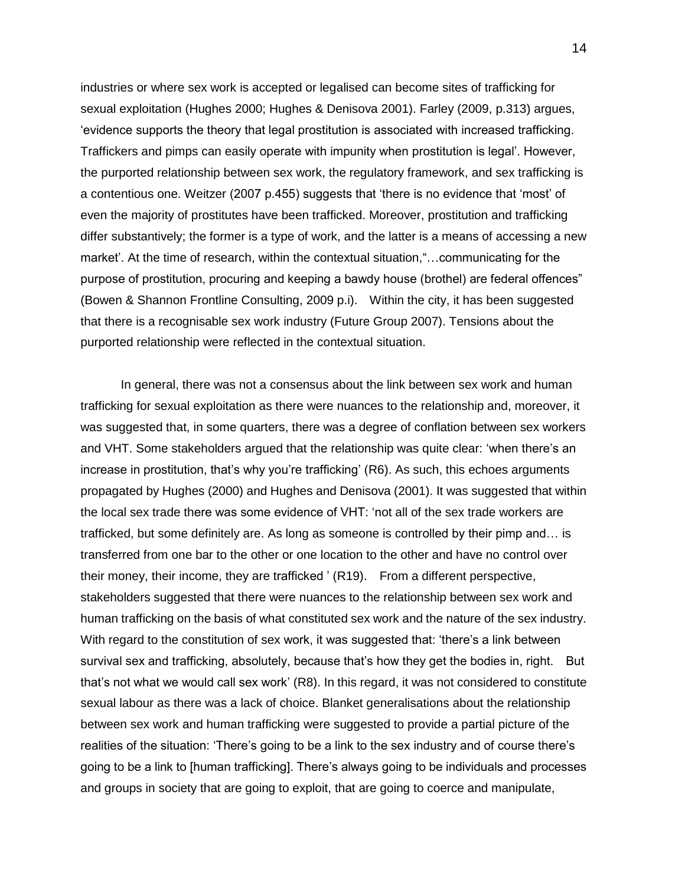industries or where sex work is accepted or legalised can become sites of trafficking for sexual exploitation (Hughes 2000; Hughes & Denisova 2001). Farley (2009, p.313) argues, 'evidence supports the theory that legal prostitution is associated with increased trafficking. Traffickers and pimps can easily operate with impunity when prostitution is legal'. However, the purported relationship between sex work, the regulatory framework, and sex trafficking is a contentious one. Weitzer (2007 p.455) suggests that 'there is no evidence that 'most' of even the majority of prostitutes have been trafficked. Moreover, prostitution and trafficking differ substantively; the former is a type of work, and the latter is a means of accessing a new market'. At the time of research, within the contextual situation,"…communicating for the purpose of prostitution, procuring and keeping a bawdy house (brothel) are federal offences" (Bowen & Shannon Frontline Consulting, 2009 p.i). Within the city, it has been suggested that there is a recognisable sex work industry (Future Group 2007). Tensions about the purported relationship were reflected in the contextual situation.

In general, there was not a consensus about the link between sex work and human trafficking for sexual exploitation as there were nuances to the relationship and, moreover, it was suggested that, in some quarters, there was a degree of conflation between sex workers and VHT. Some stakeholders argued that the relationship was quite clear: 'when there's an increase in prostitution, that's why you're trafficking' (R6). As such, this echoes arguments propagated by Hughes (2000) and Hughes and Denisova (2001). It was suggested that within the local sex trade there was some evidence of VHT: 'not all of the sex trade workers are trafficked, but some definitely are. As long as someone is controlled by their pimp and… is transferred from one bar to the other or one location to the other and have no control over their money, their income, they are trafficked ' (R19). From a different perspective, stakeholders suggested that there were nuances to the relationship between sex work and human trafficking on the basis of what constituted sex work and the nature of the sex industry. With regard to the constitution of sex work, it was suggested that: 'there's a link between survival sex and trafficking, absolutely, because that's how they get the bodies in, right. But that's not what we would call sex work' (R8). In this regard, it was not considered to constitute sexual labour as there was a lack of choice. Blanket generalisations about the relationship between sex work and human trafficking were suggested to provide a partial picture of the realities of the situation: 'There's going to be a link to the sex industry and of course there's going to be a link to [human trafficking]. There's always going to be individuals and processes and groups in society that are going to exploit, that are going to coerce and manipulate,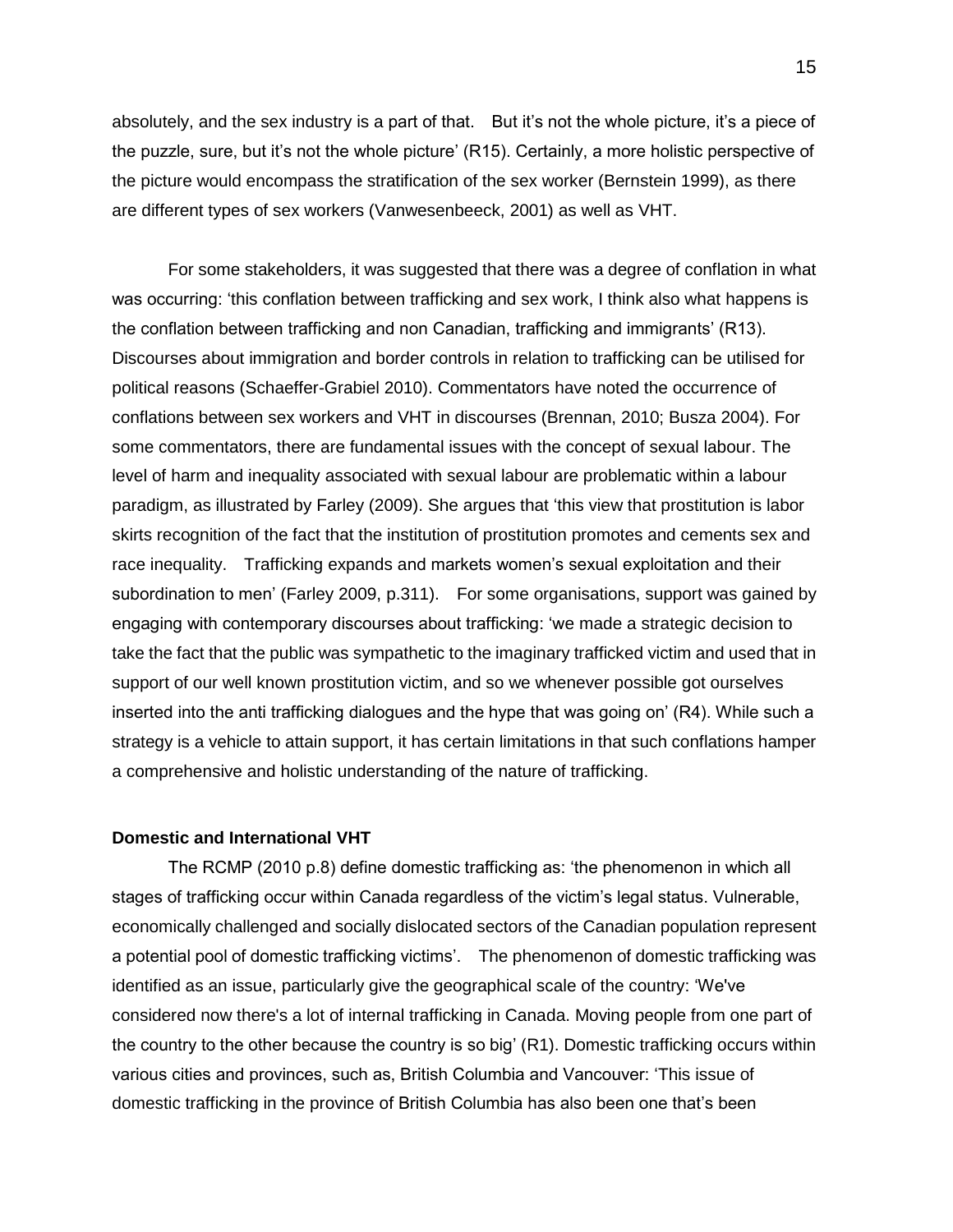absolutely, and the sex industry is a part of that. But it's not the whole picture, it's a piece of the puzzle, sure, but it's not the whole picture' (R15). Certainly, a more holistic perspective of the picture would encompass the stratification of the sex worker (Bernstein 1999), as there are different types of sex workers (Vanwesenbeeck, 2001) as well as VHT.

For some stakeholders, it was suggested that there was a degree of conflation in what was occurring: 'this conflation between trafficking and sex work, I think also what happens is the conflation between trafficking and non Canadian, trafficking and immigrants' (R13). Discourses about immigration and border controls in relation to trafficking can be utilised for political reasons (Schaeffer-Grabiel 2010). Commentators have noted the occurrence of conflations between sex workers and VHT in discourses (Brennan, 2010; Busza 2004). For some commentators, there are fundamental issues with the concept of sexual labour. The level of harm and inequality associated with sexual labour are problematic within a labour paradigm, as illustrated by Farley (2009). She argues that 'this view that prostitution is labor skirts recognition of the fact that the institution of prostitution promotes and cements sex and race inequality. Trafficking expands and markets women's sexual exploitation and their subordination to men' (Farley 2009, p.311). For some organisations, support was gained by engaging with contemporary discourses about trafficking: 'we made a strategic decision to take the fact that the public was sympathetic to the imaginary trafficked victim and used that in support of our well known prostitution victim, and so we whenever possible got ourselves inserted into the anti trafficking dialogues and the hype that was going on' (R4). While such a strategy is a vehicle to attain support, it has certain limitations in that such conflations hamper a comprehensive and holistic understanding of the nature of trafficking.

**Domestic and International VHT**

The RCMP (2010 p.8) define domestic trafficking as: 'the phenomenon in which all stages of trafficking occur within Canada regardless of the victim's legal status. Vulnerable, economically challenged and socially dislocated sectors of the Canadian population represent a potential pool of domestic trafficking victims'. The phenomenon of domestic trafficking was identified as an issue, particularly give the geographical scale of the country: 'We've considered now there's a lot of internal trafficking in Canada. Moving people from one part of the country to the other because the country is so big' (R1). Domestic trafficking occurs within various cities and provinces, such as, British Columbia and Vancouver: 'This issue of domestic trafficking in the province of British Columbia has also been one that's been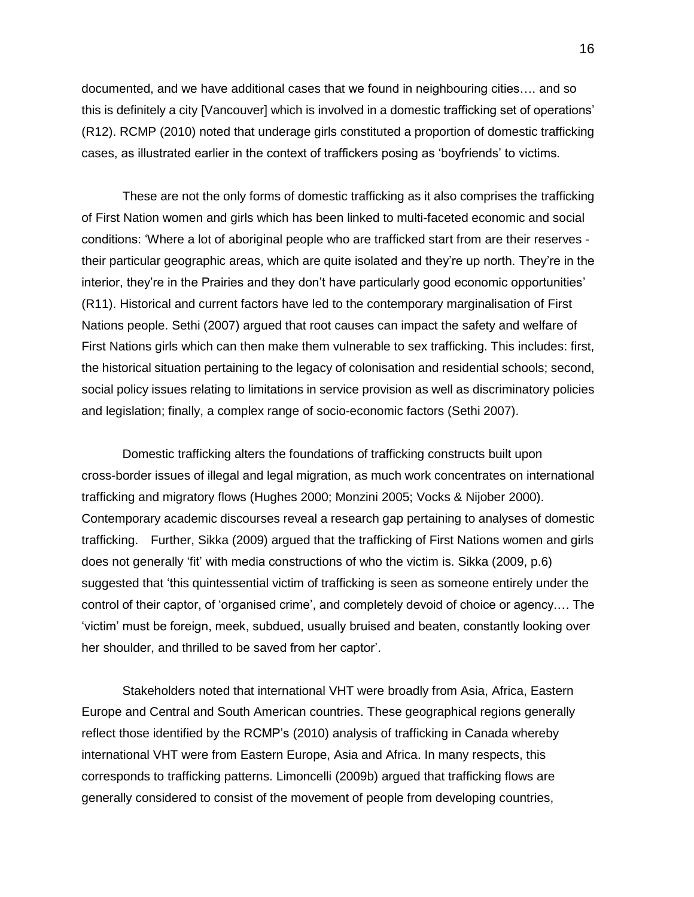documented, and we have additional cases that we found in neighbouring cities…. and so this is definitely a city [Vancouver] which is involved in a domestic trafficking set of operations' (R12). RCMP (2010) noted that underage girls constituted a proportion of domestic trafficking cases, as illustrated earlier in the context of traffickers posing as 'boyfriends' to victims.

These are not the only forms of domestic trafficking as it also comprises the trafficking of First Nation women and girls which has been linked to multi-faceted economic and social conditions: 'Where a lot of aboriginal people who are trafficked start from are their reserves - their particular geographic areas, which are quite isolated and they're up north. They're in the interior, they're in the Prairies and they don't have particularly good economic opportunities' (R11). Historical and current factors have led to the contemporary marginalisation of First Nations people. Sethi (2007) argued that root causes can impact the safety and welfare of First Nations girls which can then make them vulnerable to sex trafficking. This includes: first, the historical situation pertaining to the legacy of colonisation and residential schools; second, social policy issues relating to limitations in service provision as well as discriminatory policies and legislation; finally, a complex range of socio-economic factors (Sethi 2007).

Domestic trafficking alters the foundations of trafficking constructs built upon cross-border issues of illegal and legal migration, as much work concentrates on international trafficking and migratory flows (Hughes 2000; Monzini 2005; Vocks & Nijober 2000). Contemporary academic discourses reveal a research gap pertaining to analyses of domestic trafficking. Further, Sikka (2009) argued that the trafficking of First Nations women and girls does not generally 'fit' with media constructions of who the victim is. Sikka (2009, p.6) suggested that 'this quintessential victim of trafficking is seen as someone entirely under the control of their captor, of 'organised crime', and completely devoid of choice or agency.… The 'victim' must be foreign, meek, subdued, usually bruised and beaten, constantly looking over her shoulder, and thrilled to be saved from her captor'.

Stakeholders noted that international VHT were broadly from Asia, Africa, Eastern Europe and Central and South American countries. These geographical regions generally reflect those identified by the RCMP's (2010) analysis of trafficking in Canada whereby international VHT were from Eastern Europe, Asia and Africa. In many respects, this corresponds to trafficking patterns. Limoncelli (2009b) argued that trafficking flows are generally considered to consist of the movement of people from developing countries,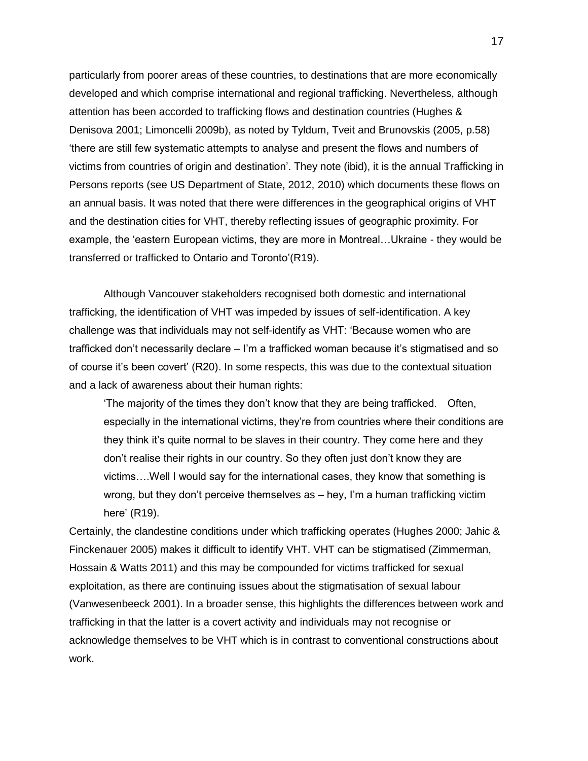particularly from poorer areas of these countries, to destinations that are more economically developed and which comprise international and regional trafficking. Nevertheless, although attention has been accorded to trafficking flows and destination countries (Hughes & Denisova 2001; Limoncelli 2009b), as noted by Tyldum, Tveit and Brunovskis (2005, p.58) 'there are still few systematic attempts to analyse and present the flows and numbers of victims from countries of origin and destination'. They note (ibid), it is the annual Trafficking in Persons reports (see US Department of State, 2012, 2010) which documents these flows on an annual basis. It was noted that there were differences in the geographical origins of VHT and the destination cities for VHT, thereby reflecting issues of geographic proximity. For example, the 'eastern European victims, they are more in Montreal…Ukraine - they would be transferred or trafficked to Ontario and Toronto'(R19).

Although Vancouver stakeholders recognised both domestic and international trafficking, the identification of VHT was impeded by issues of self-identification. A key challenge was that individuals may not self-identify as VHT: 'Because women who are trafficked don't necessarily declare – I'm a trafficked woman because it's stigmatised and so of course it's been covert' (R20). In some respects, this was due to the contextual situation and a lack of awareness about their human rights:

> 'The majority of the times they don't know that they are being trafficked. Often, especially in the international victims, they're from countries where their conditions are they think it's quite normal to be slaves in their country. They come here and they don't realise their rights in our country. So they often just don't know they are victims….Well I would say for the international cases, they know that something is wrong, but they don't perceive themselves as – hey, I'm a human trafficking victim here' (R19).

Certainly, the clandestine conditions under which trafficking operates (Hughes 2000; Jahic & Finckenauer 2005) makes it difficult to identify VHT. VHT can be stigmatised (Zimmerman, Hossain & Watts 2011) and this may be compounded for victims trafficked for sexual exploitation, as there are continuing issues about the stigmatisation of sexual labour (Vanwesenbeeck 2001). In a broader sense, this highlights the differences between work and trafficking in that the latter is a covert activity and individuals may not recognise or acknowledge themselves to be VHT which is in contrast to conventional constructions about work.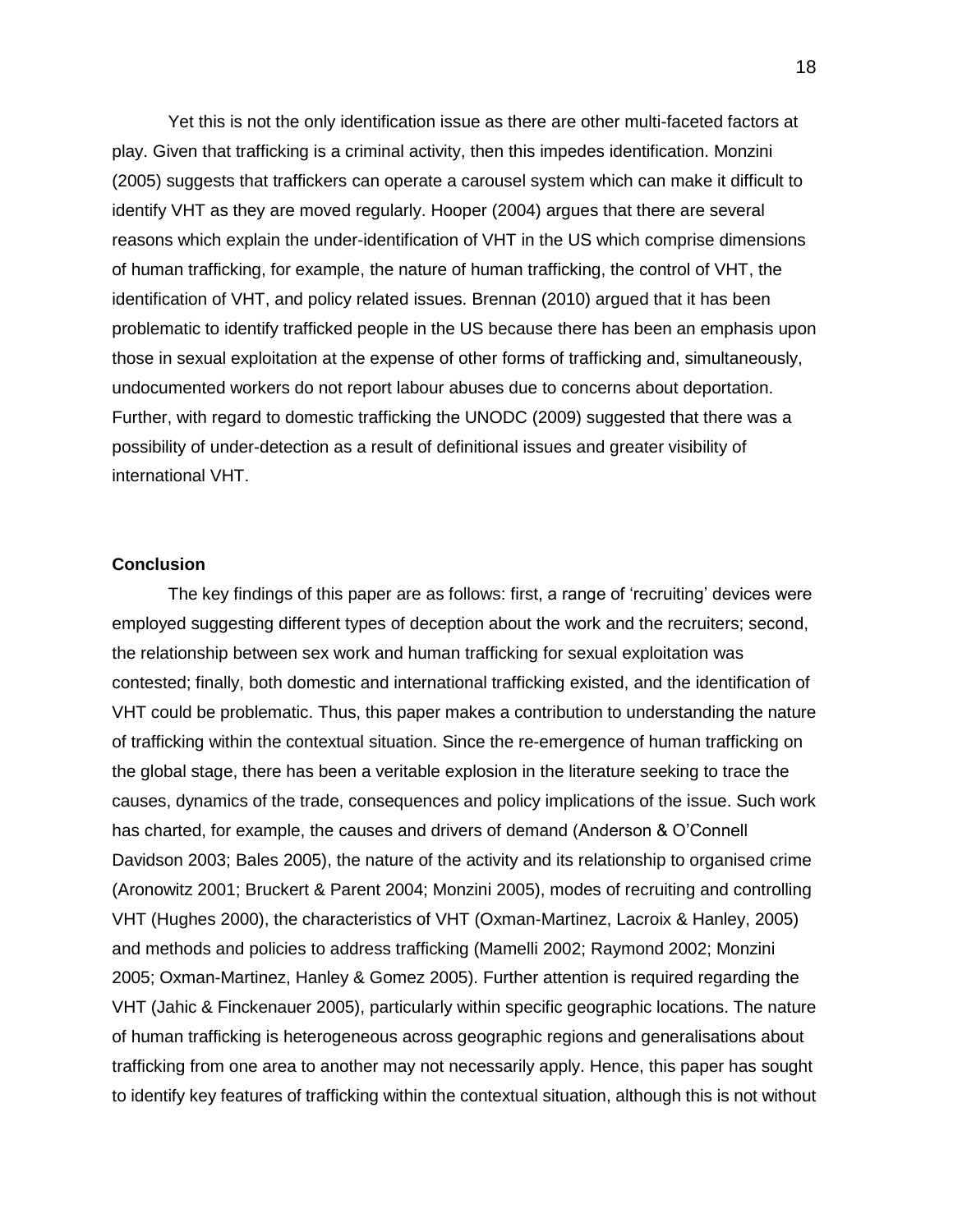Yet this is not the only identification issue as there are other multi-faceted factors at play. Given that trafficking is a criminal activity, then this impedes identification. Monzini (2005) suggests that traffickers can operate a carousel system which can make it difficult to identify VHT as they are moved regularly. Hooper (2004) argues that there are several reasons which explain the under-identification of VHT in the US which comprise dimensions of human trafficking, for example, the nature of human trafficking, the control of VHT, the identification of VHT, and policy related issues. Brennan (2010) argued that it has been problematic to identify trafficked people in the US because there has been an emphasis upon those in sexual exploitation at the expense of other forms of trafficking and, simultaneously, undocumented workers do not report labour abuses due to concerns about deportation. Further, with regard to domestic trafficking the UNODC (2009) suggested that there was a possibility of under-detection as a result of definitional issues and greater visibility of international VHT.

**Conclusion**

The key findings of this paper are as follows: first, a range of 'recruiting' devices were employed suggesting different types of deception about the work and the recruiters; second, the relationship between sex work and human trafficking for sexual exploitation was contested; finally, both domestic and international trafficking existed, and the identification of VHT could be problematic. Thus, this paper makes a contribution to understanding the nature of trafficking within the contextual situation. Since the re-emergence of human trafficking on the global stage, there has been a veritable explosion in the literature seeking to trace the causes, dynamics of the trade, consequences and policy implications of the issue. Such work has charted, for example, the causes and drivers of demand (Anderson & O'Connell Davidson 2003; Bales 2005), the nature of the activity and its relationship to organised crime (Aronowitz 2001; Bruckert & Parent 2004; Monzini 2005), modes of recruiting and controlling VHT (Hughes 2000), the characteristics of VHT (Oxman-Martinez, Lacroix & Hanley, 2005) and methods and policies to address trafficking (Mamelli 2002; Raymond 2002; Monzini 2005; Oxman-Martinez, Hanley & Gomez 2005). Further attention is required regarding the VHT (Jahic & Finckenauer 2005), particularly within specific geographic locations. The nature of human trafficking is heterogeneous across geographic regions and generalisations about trafficking from one area to another may not necessarily apply. Hence, this paper has sought to identify key features of trafficking within the contextual situation, although this is not without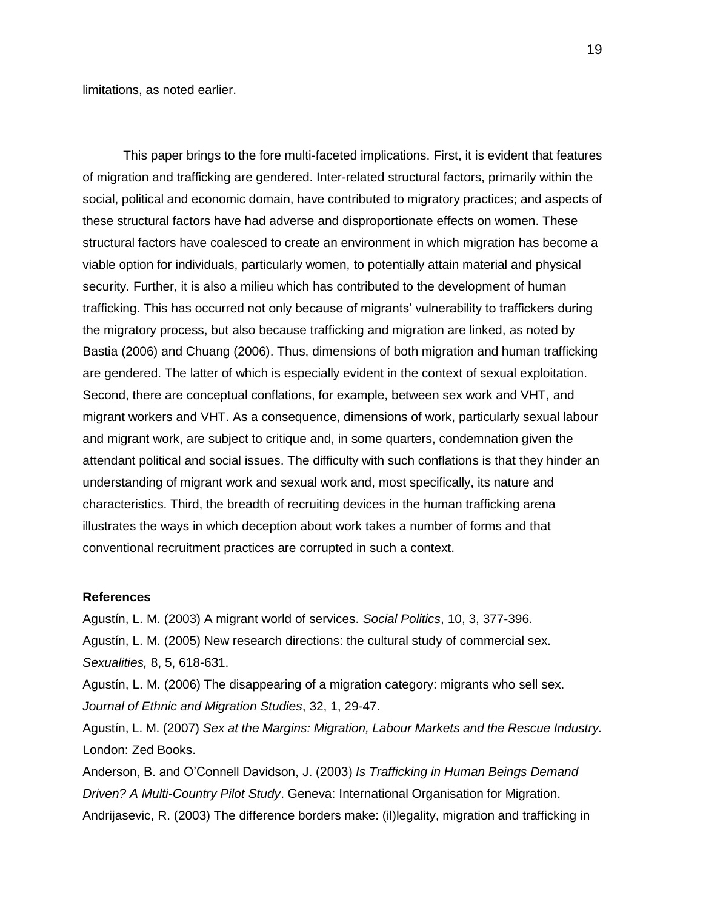limitations, as noted earlier.

This paper brings to the fore multi-faceted implications. First, it is evident that features of migration and trafficking are gendered. Inter-related structural factors, primarily within the social, political and economic domain, have contributed to migratory practices; and aspects of these structural factors have had adverse and disproportionate effects on women. These structural factors have coalesced to create an environment in which migration has become a viable option for individuals, particularly women, to potentially attain material and physical security. Further, it is also a milieu which has contributed to the development of human trafficking. This has occurred not only because of migrants' vulnerability to traffickers during the migratory process, but also because trafficking and migration are linked, as noted by Bastia (2006) and Chuang (2006). Thus, dimensions of both migration and human trafficking are gendered. The latter of which is especially evident in the context of sexual exploitation. Second, there are conceptual conflations, for example, between sex work and VHT, and migrant workers and VHT. As a consequence, dimensions of work, particularly sexual labour and migrant work, are subject to critique and, in some quarters, condemnation given the attendant political and social issues. The difficulty with such conflations is that they hinder an understanding of migrant work and sexual work and, most specifically, its nature and characteristics. Third, the breadth of recruiting devices in the human trafficking arena illustrates the ways in which deception about work takes a number of forms and that conventional recruitment practices are corrupted in such a context.

**References**

Agustín, L. M. (2003) A migrant world of services. *Social Politics*, 10, 3, 377-396.

Agustín, L. M. (2005) New research directions: the cultural study of commercial sex. *Sexualities,* 8, 5, 618-631.

Agustín, L. M. (2006) The disappearing of a migration category: migrants who sell sex. *Journal of Ethnic and Migration Studies*, 32, 1, 29-47.

Agustín, L. M. (2007) *Sex at the Margins: Migration, Labour Markets and the Rescue Industry.* London: Zed Books.

Anderson, B. and O'Connell Davidson, J. (2003) *Is Trafficking in Human Beings Demand Driven? A Multi-Country Pilot Study*. Geneva: International Organisation for Migration.

Andrijasevic, R. (2003) The difference borders make: (il)legality, migration and trafficking in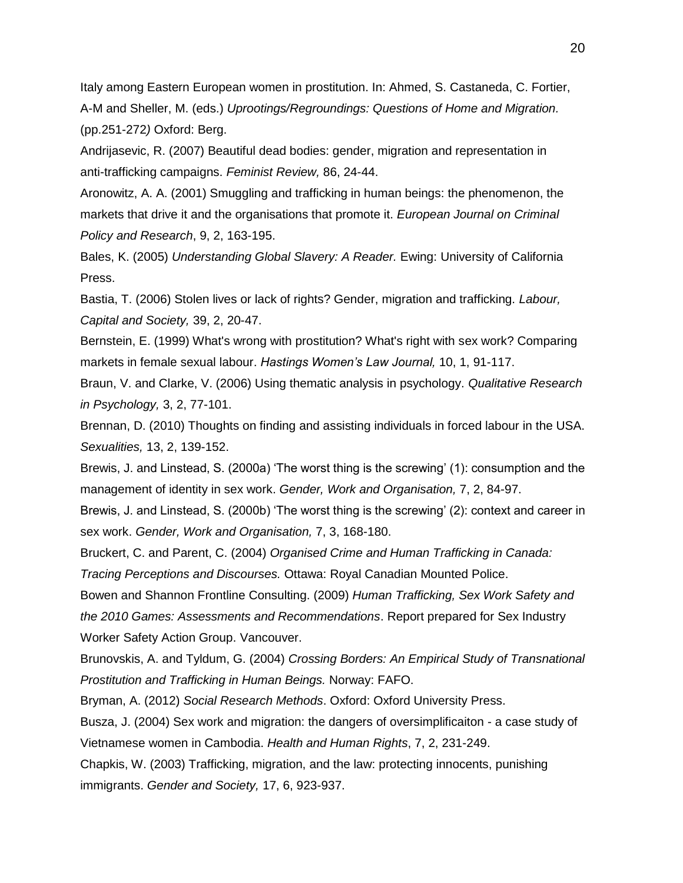Italy among Eastern European women in prostitution. In: Ahmed, S. Castaneda, C. Fortier, A-M and Sheller, M. (eds.) *Uprootings/Regroundings: Questions of Home and Migration.* (pp.251-272*)* Oxford: Berg.

Andrijasevic, R. (2007) Beautiful dead bodies: gender, migration and representation in anti-trafficking campaigns. *Feminist Review,* 86, 24-44.

Aronowitz, A. A. (2001) Smuggling and trafficking in human beings: the phenomenon, the markets that drive it and the organisations that promote it. *European Journal on Criminal Policy and Research*, 9, 2, 163-195.

Bales, K. (2005) *Understanding Global Slavery: A Reader.* Ewing: University of California Press.

Bastia, T. (2006) Stolen lives or lack of rights? Gender, migration and trafficking. *Labour, Capital and Society,* 39, 2, 20-47.

Bernstein, E. (1999) What's wrong with prostitution? What's right with sex work? Comparing markets in female sexual labour. *Hastings Women's Law Journal,* 10, 1, 91-117.

Braun, V. and Clarke, V. (2006) Using thematic analysis in psychology. *Qualitative Research in Psychology,* 3, 2, 77-101.

Brennan, D. (2010) Thoughts on finding and assisting individuals in forced labour in the USA. *Sexualities,* 13, 2, 139-152.

Brewis, J. and Linstead, S. (2000a) 'The worst thing is the screwing' (1): consumption and the management of identity in sex work. *Gender, Work and Organisation,* 7, 2, 84-97.

Brewis, J. and Linstead, S. (2000b) 'The worst thing is the screwing' (2): context and career in sex work. *Gender, Work and Organisation,* 7, 3, 168-180.

Bruckert, C. and Parent, C. (2004) *Organised Crime and Human Trafficking in Canada: Tracing Perceptions and Discourses.* Ottawa: Royal Canadian Mounted Police.

Bowen and Shannon Frontline Consulting. (2009) *Human Trafficking, Sex Work Safety and the 2010 Games: Assessments and Recommendations*. Report prepared for Sex Industry Worker Safety Action Group. Vancouver.

Brunovskis, A. and Tyldum, G. (2004) *Crossing Borders: An Empirical Study of Transnational Prostitution and Trafficking in Human Beings.* Norway: FAFO.

Bryman, A. (2012) *Social Research Methods*. Oxford: Oxford University Press.

Busza, J. (2004) Sex work and migration: the dangers of oversimplificaiton - a case study of Vietnamese women in Cambodia. *Health and Human Rights*, 7, 2, 231-249.

Chapkis, W. (2003) Trafficking, migration, and the law: protecting innocents, punishing immigrants. *Gender and Society,* 17, 6, 923-937.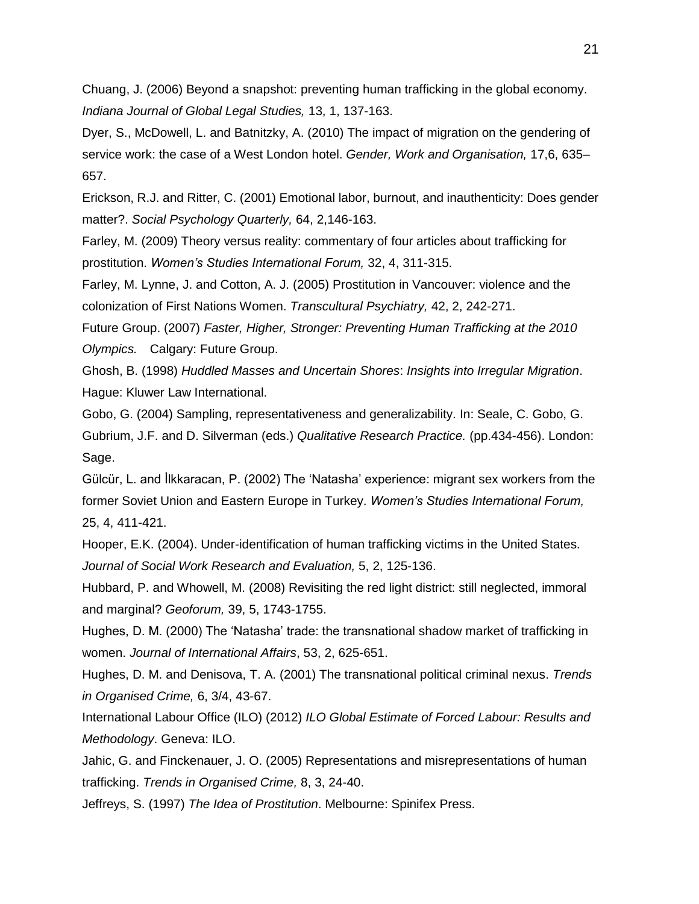Chuang, J. (2006) Beyond a snapshot: preventing human trafficking in the global economy. *Indiana Journal of Global Legal Studies,* 13, 1, 137-163.

Dyer, S., McDowell, L. and Batnitzky, A. (2010) The impact of migration on the gendering of service work: the case of a West London hotel. *Gender, Work and Organisation,* 17,6, 635–657.

Erickson, R.J. and Ritter, C. (2001) Emotional labor, burnout, and inauthenticity: Does gender matter?. *Social Psychology Quarterly,* 64, 2,146-163.

Farley, M. (2009) Theory versus reality: commentary of four articles about trafficking for prostitution. *Women's Studies International Forum,* 32, 4, 311-315.

Farley, M. Lynne, J. and Cotton, A. J. (2005) Prostitution in Vancouver: violence and the colonization of First Nations Women. *Transcultural Psychiatry,* 42, 2, 242-271.

Future Group. (2007) *Faster, Higher, Stronger: Preventing Human Trafficking at the 2010 Olympics.* Calgary: Future Group.

Ghosh, B. (1998) *Huddled Masses and Uncertain Shores*: *Insights into Irregular Migration*. Hague: Kluwer Law International.

Gobo, G. (2004) Sampling, representativeness and generalizability. In: Seale, C. Gobo, G. Gubrium, J.F. and D. Silverman (eds.) *Qualitative Research Practice.* (pp.434-456). London: Sage.

Gülcür, L. and İlkkaracan, P. (2002) The 'Natasha' experience: migrant sex workers from the former Soviet Union and Eastern Europe in Turkey. *Women's Studies International Forum,* 25, 4, 411-421.

Hooper, E.K. (2004). Under-identification of human trafficking victims in the United States. *Journal of Social Work Research and Evaluation,* 5, 2, 125-136.

Hubbard, P. and Whowell, M. (2008) Revisiting the red light district: still neglected, immoral and marginal? *Geoforum,* 39, 5, 1743-1755.

Hughes, D. M. (2000) The 'Natasha' trade: the transnational shadow market of trafficking in women. *Journal of International Affairs*, 53, 2, 625-651.

Hughes, D. M. and Denisova, T. A. (2001) The transnational political criminal nexus. *Trends in Organised Crime,* 6, 3/4, 43-67.

International Labour Office (ILO) (2012) *ILO Global Estimate of Forced Labour: Results and Methodology*. Geneva: ILO.

Jahic, G. and Finckenauer, J. O. (2005) Representations and misrepresentations of human trafficking. *Trends in Organised Crime,* 8, 3, 24-40.

Jeffreys, S. (1997) *The Idea of Prostitution*. Melbourne: Spinifex Press.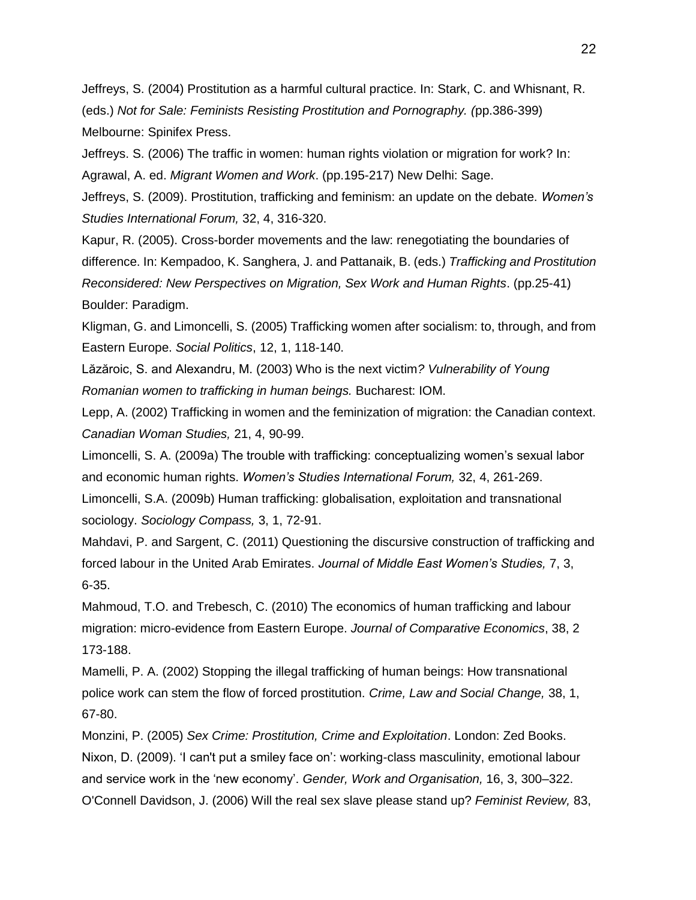Jeffreys, S. (2004) Prostitution as a harmful cultural practice. In: Stark, C. and Whisnant, R. (eds.) *Not for Sale: Feminists Resisting Prostitution and Pornography. (*pp.386-399) Melbourne: Spinifex Press.

Jeffreys. S. (2006) The traffic in women: human rights violation or migration for work? In: Agrawal, A. ed. *Migrant Women and Work*. (pp.195-217) New Delhi: Sage.

Jeffreys, S. (2009). Prostitution, trafficking and feminism: an update on the debate. *Women's Studies International Forum,* 32, 4, 316-320.

Kapur, R. (2005). Cross-border movements and the law: renegotiating the boundaries of difference. In: Kempadoo, K. Sanghera, J. and Pattanaik, B. (eds.) *Trafficking and Prostitution Reconsidered: New Perspectives on Migration, Sex Work and Human Rights*. (pp.25-41) Boulder: Paradigm.

Kligman, G. and Limoncelli, S. (2005) Trafficking women after socialism: to, through, and from Eastern Europe. *Social Politics*, 12, 1, 118-140.

Lăzăroic, S. and Alexandru, M. (2003) Who is the next victim*? Vulnerability of Young Romanian women to trafficking in human beings.* Bucharest: IOM.

Lepp, A. (2002) Trafficking in women and the feminization of migration: the Canadian context. *Canadian Woman Studies,* 21, 4, 90-99.

Limoncelli, S. A. (2009a) The trouble with trafficking: conceptualizing women's sexual labor and economic human rights. *Women's Studies International Forum,* 32, 4, 261-269.

Limoncelli, S.A. (2009b) Human trafficking: globalisation, exploitation and transnational sociology. *Sociology Compass,* 3, 1, 72-91.

Mahdavi, P. and Sargent, C. (2011) Questioning the discursive construction of trafficking and forced labour in the United Arab Emirates. *Journal of Middle East Women's Studies,* 7, 3, 6-35.

Mahmoud, T.O. and Trebesch, C. (2010) The economics of human trafficking and labour migration: micro-evidence from Eastern Europe. *Journal of Comparative Economics*, 38, 2 173-188.

Mamelli, P. A. (2002) Stopping the illegal trafficking of human beings: How transnational police work can stem the flow of forced prostitution. *Crime, Law and Social Change,* 38, 1, 67-80.

Monzini, P. (2005) *Sex Crime: Prostitution, Crime and Exploitation*. London: Zed Books.

Nixon, D. (2009). 'I can't put a smiley face on': working-class masculinity, emotional labour and service work in the 'new economy'. *Gender, Work and Organisation,* 16, 3, 300–322.

O'Connell Davidson, J. (2006) Will the real sex slave please stand up? *Feminist Review,* 83,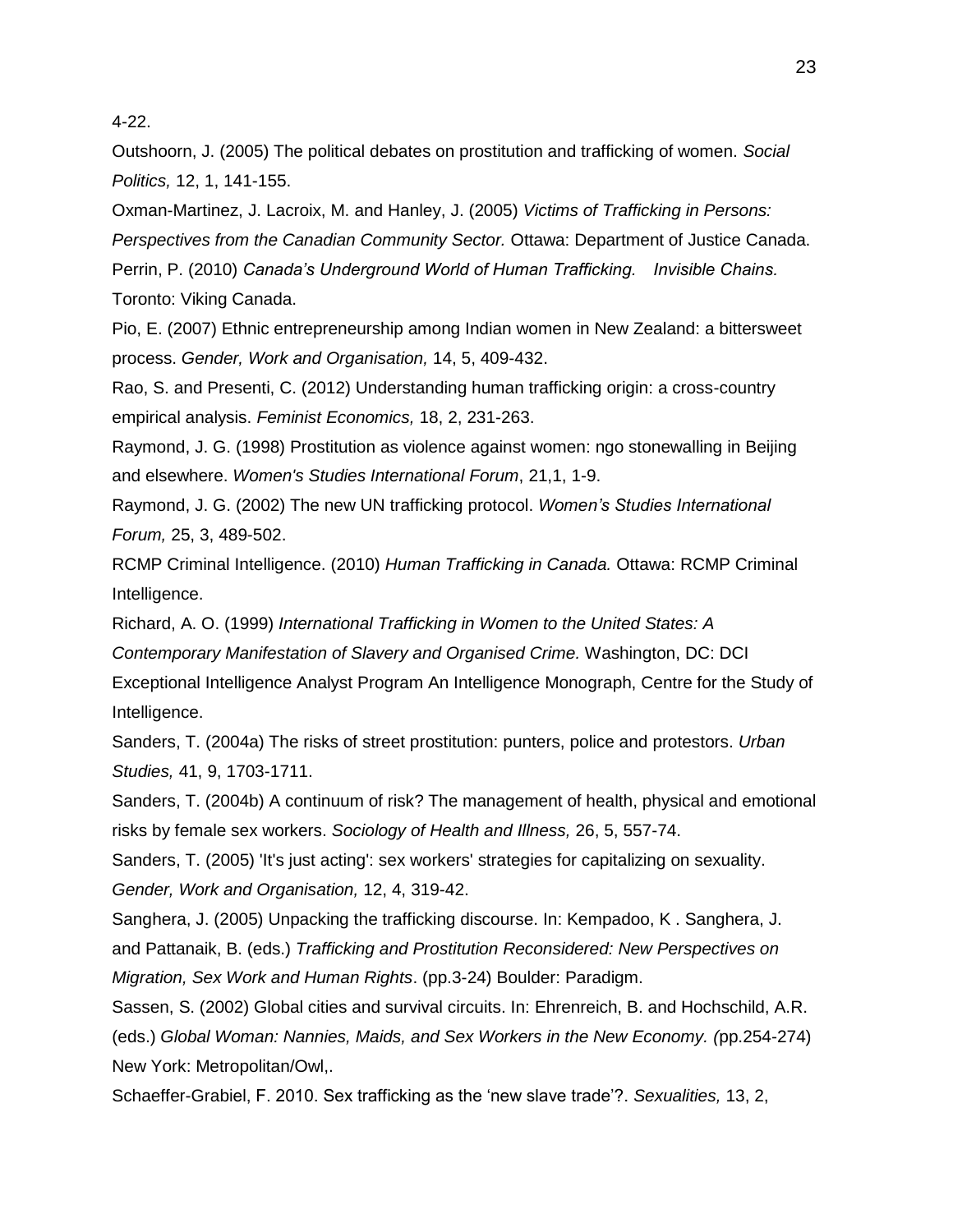4-22.

Outshoorn, J. (2005) The political debates on prostitution and trafficking of women. *Social Politics,* 12, 1, 141-155.

Oxman-Martinez, J. Lacroix, M. and Hanley, J. (2005) *Victims of Trafficking in Persons: Perspectives from the Canadian Community Sector.* Ottawa: Department of Justice Canada.

Perrin, P. (2010) *Canada's Underground World of Human Trafficking. Invisible Chains.* Toronto: Viking Canada.

Pio, E. (2007) Ethnic entrepreneurship among Indian women in New Zealand: a bittersweet process. *Gender, Work and Organisation,* 14, 5, 409-432.

Rao, S. and Presenti, C. (2012) Understanding human trafficking origin: a cross-country empirical analysis. *Feminist Economics,* 18, 2, 231-263.

Raymond, J. G. (1998) Prostitution as violence against women: ngo stonewalling in Beijing and elsewhere. *Women's Studies International Forum*, 21,1, 1-9.

Raymond, J. G. (2002) The new UN trafficking protocol. *Women's Studies International Forum,* 25, 3, 489-502.

RCMP Criminal Intelligence. (2010) *Human Trafficking in Canada.* Ottawa: RCMP Criminal Intelligence.

Richard, A. O. (1999) *International Trafficking in Women to the United States: A Contemporary Manifestation of Slavery and Organised Crime.* Washington, DC: DCI Exceptional Intelligence Analyst Program An Intelligence Monograph, Centre for the Study of Intelligence.

Sanders, T. (2004a) The risks of street prostitution: punters, police and protestors. *Urban Studies,* 41, 9, 1703-1711.

Sanders, T. (2004b) A continuum of risk? The management of health, physical and emotional risks by female sex workers. *Sociology of Health and Illness,* 26, 5, 557-74.

Sanders, T. (2005) 'It's just acting': sex workers' strategies for capitalizing on sexuality. *Gender, Work and Organisation,* 12, 4, 319-42.

Sanghera, J. (2005) Unpacking the trafficking discourse. In: Kempadoo, K . Sanghera, J. and Pattanaik, B. (eds.) *Trafficking and Prostitution Reconsidered: New Perspectives on Migration, Sex Work and Human Rights*. (pp.3-24) Boulder: Paradigm.

Sassen, S. (2002) Global cities and survival circuits. In: Ehrenreich, B. and Hochschild, A.R. (eds.) *Global Woman: Nannies, Maids, and Sex Workers in the New Economy. (*pp.254-274) New York: Metropolitan/Owl,.

Schaeffer-Grabiel, F. 2010. Sex trafficking as the 'new slave trade'?. *Sexualities,* 13, 2,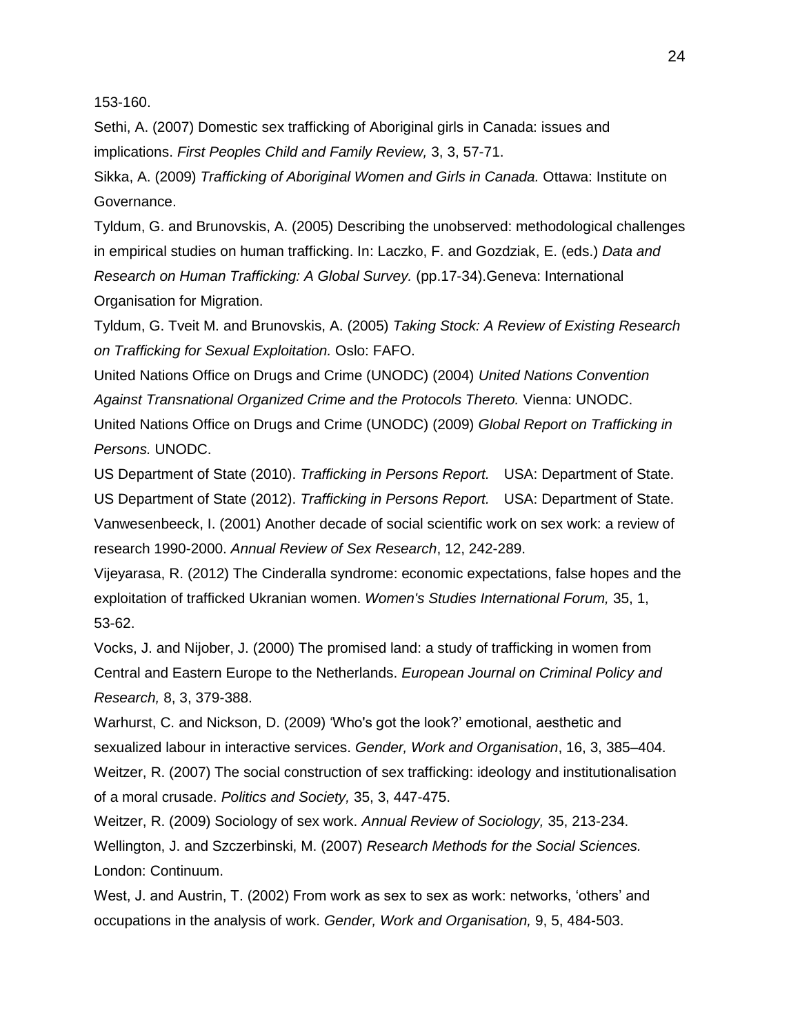153-160.

Sethi, A. (2007) Domestic sex trafficking of Aboriginal girls in Canada: issues and implications. *First Peoples Child and Family Review,* 3, 3, 57-71.

Sikka, A. (2009) *Trafficking of Aboriginal Women and Girls in Canada.* Ottawa: Institute on Governance.

Tyldum, G. and Brunovskis, A. (2005) Describing the unobserved: methodological challenges in empirical studies on human trafficking. In: Laczko, F. and Gozdziak, E. (eds.) *Data and Research on Human Trafficking: A Global Survey.* (pp.17-34).Geneva: International Organisation for Migration.

Tyldum, G. Tveit M. and Brunovskis, A. (2005) *Taking Stock: A Review of Existing Research on Trafficking for Sexual Exploitation.* Oslo: FAFO.

United Nations Office on Drugs and Crime (UNODC) (2004) *United Nations Convention Against Transnational Organized Crime and the Protocols Thereto.* Vienna: UNODC.

United Nations Office on Drugs and Crime (UNODC) (2009) *Global Report on Trafficking in Persons.* UNODC.

US Department of State (2010). *Trafficking in Persons Report.* USA: Department of State.

US Department of State (2012). *Trafficking in Persons Report.* USA: Department of State.

Vanwesenbeeck, I. (2001) Another decade of social scientific work on sex work: a review of research 1990-2000. *Annual Review of Sex Research*, 12, 242-289.

Vijeyarasa, R. (2012) The Cinderalla syndrome: economic expectations, false hopes and the exploitation of trafficked Ukranian women. *Women's Studies International Forum,* 35, 1, 53-62.

Vocks, J. and Nijober, J. (2000) The promised land: a study of trafficking in women from Central and Eastern Europe to the Netherlands. *European Journal on Criminal Policy and Research,* 8, 3, 379-388.

Warhurst, C. and Nickson, D. (2009) 'Who's got the look?' emotional, aesthetic and sexualized labour in interactive services. *Gender, Work and Organisation*, 16, 3, 385–404.

Weitzer, R. (2007) The social construction of sex trafficking: ideology and institutionalisation of a moral crusade. *Politics and Society,* 35, 3, 447-475.

Weitzer, R. (2009) Sociology of sex work. *Annual Review of Sociology,* 35, 213-234.

Wellington, J. and Szczerbinski, M. (2007) *Research Methods for the Social Sciences.* London: Continuum.

West, J. and Austrin, T. (2002) From work as sex to sex as work: networks, 'others' and occupations in the analysis of work. *Gender, Work and Organisation,* 9, 5, 484-503.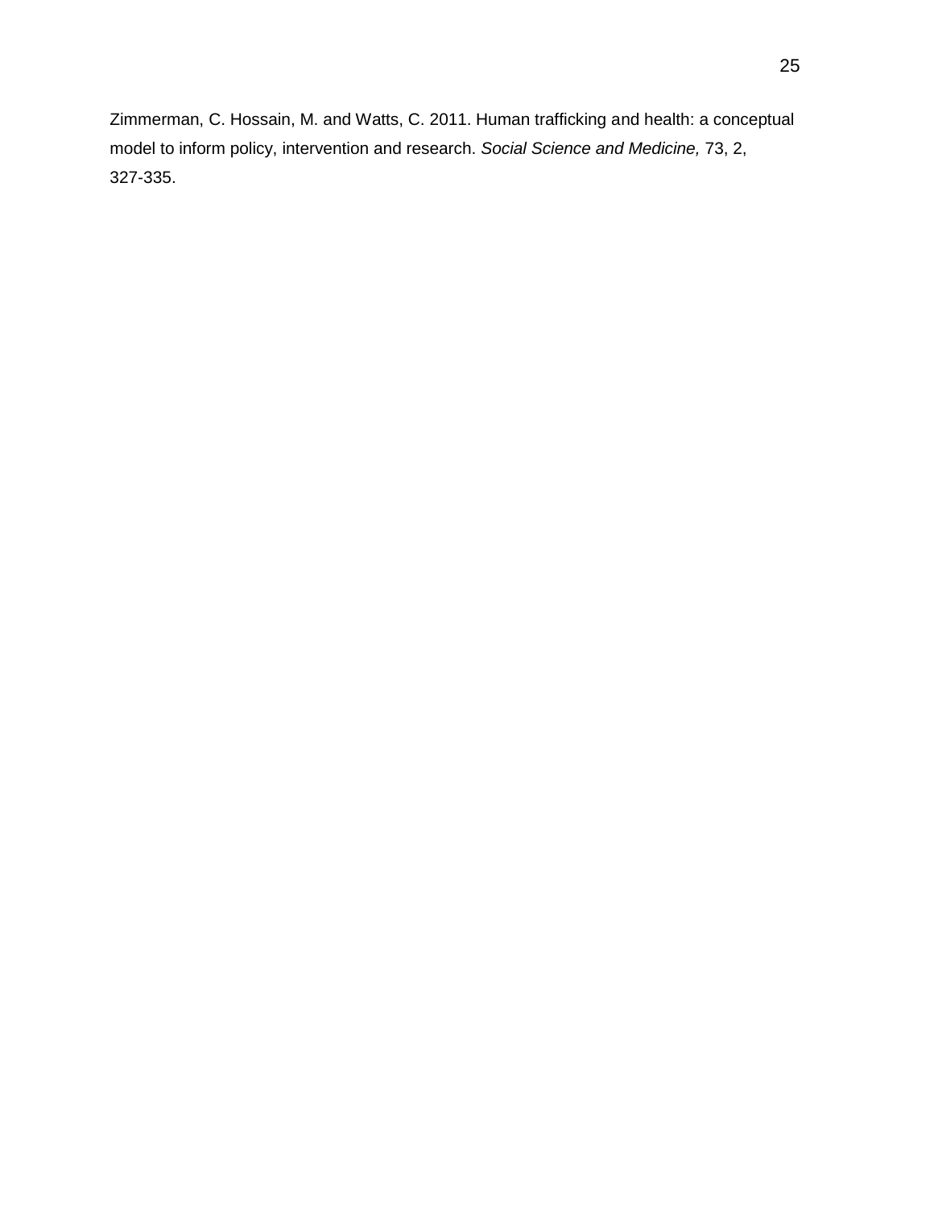Zimmerman, C. Hossain, M. and Watts, C. 2011. Human trafficking and health: a conceptual model to inform policy, intervention and research. *Social Science and Medicine,* 73, 2, 327-335.